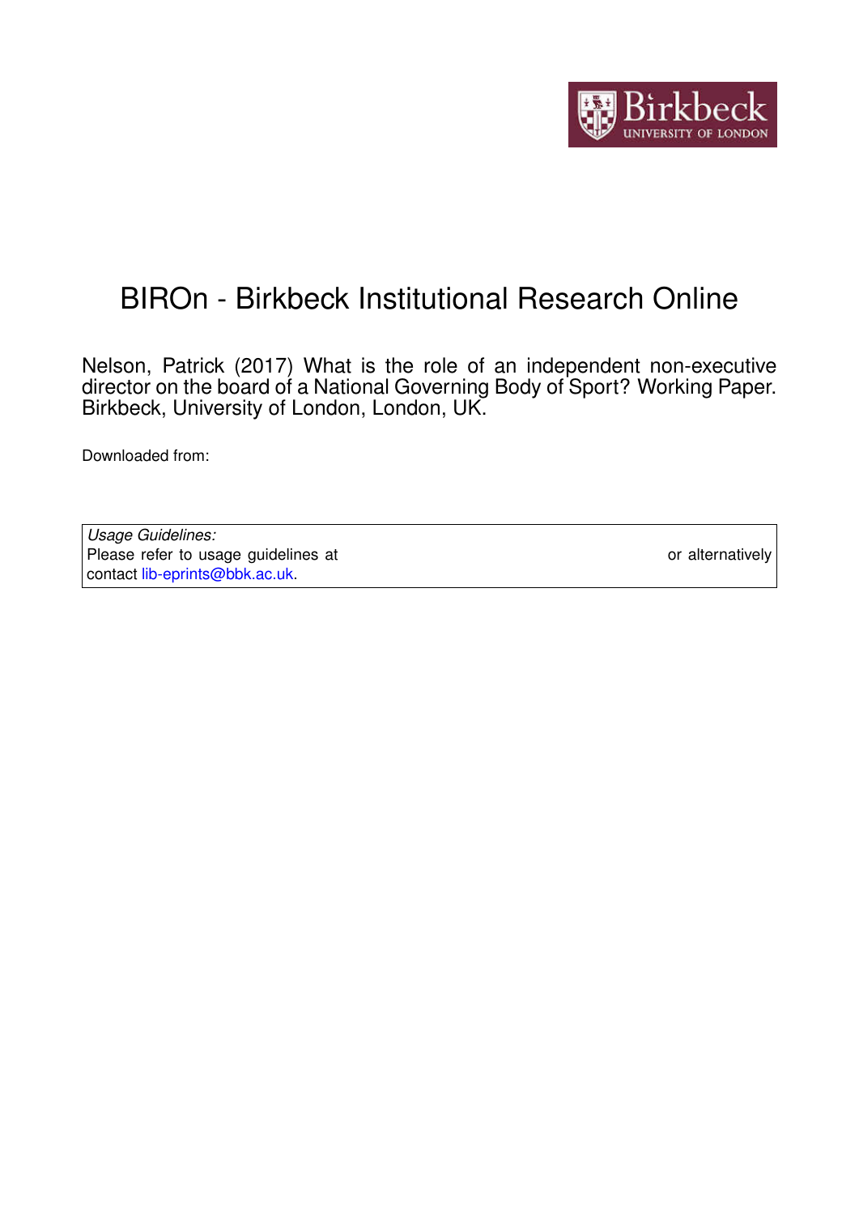# BIROn - Birkbeck Institutional Research Online

Nelson, Patrick (2017) What is the role of an independent non-executive director on the board of a National Governing Body of Sport? Working Paper. Birkbeck, University of London, London, UK.

Downloaded from:

*Usage Guidelines:*
Please refer to usage guidelines at or alternatively contact lib-eprints@bbk.ac.uk.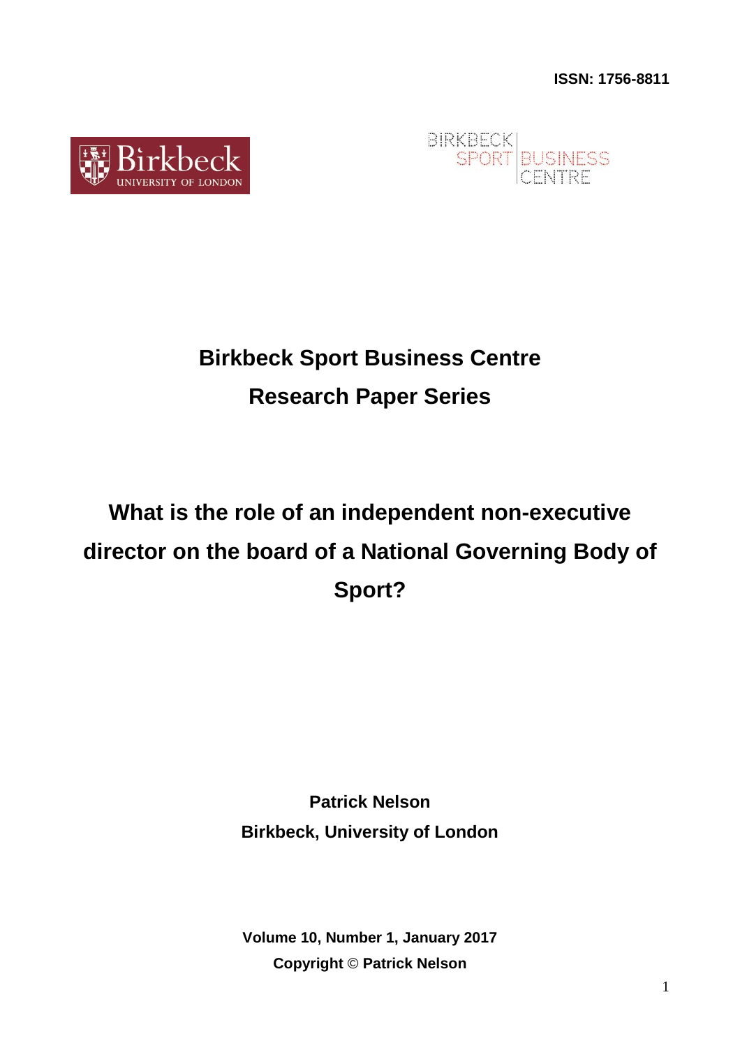ISSN: 1756-8811

# Birkbeck Sport Business Centre Research Paper Series

## What is the role of an independent non-executive director on the board of a National Governing Body of Sport?

**Patrick Nelson**
**Birkbeck, University of London**

**Volume 10, Number 1, January 2017**
**Copyright © Patrick Nelson**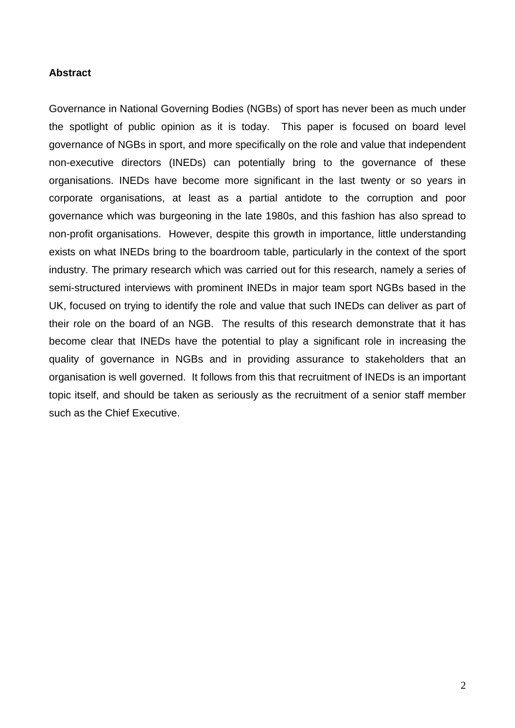**Abstract**

Governance in National Governing Bodies (NGBs) of sport has never been as much under the spotlight of public opinion as it is today. This paper is focused on board level governance of NGBs in sport, and more specifically on the role and value that independent non-executive directors (INEDs) can potentially bring to the governance of these organisations. INEDs have become more significant in the last twenty or so years in corporate organisations, at least as a partial antidote to the corruption and poor governance which was burgeoning in the late 1980s, and this fashion has also spread to non-profit organisations. However, despite this growth in importance, little understanding exists on what INEDs bring to the boardroom table, particularly in the context of the sport industry. The primary research which was carried out for this research, namely a series of semi-structured interviews with prominent INEDs in major team sport NGBs based in the UK, focused on trying to identify the role and value that such INEDs can deliver as part of their role on the board of an NGB. The results of this research demonstrate that it has become clear that INEDs have the potential to play a significant role in increasing the quality of governance in NGBs and in providing assurance to stakeholders that an organisation is well governed. It follows from this that recruitment of INEDs is an important topic itself, and should be taken as seriously as the recruitment of a senior staff member such as the Chief Executive.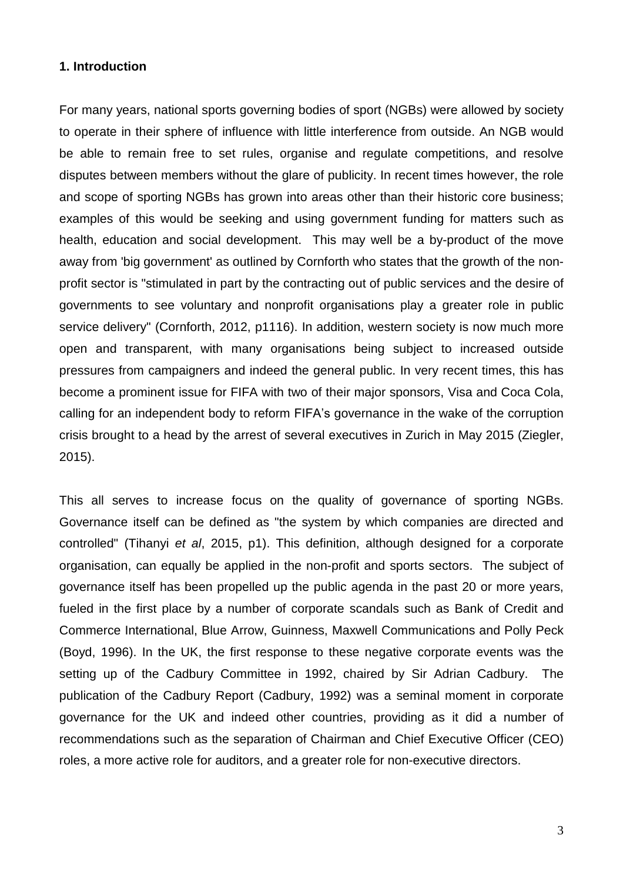**1. Introduction**

For many years, national sports governing bodies of sport (NGBs) were allowed by society to operate in their sphere of influence with little interference from outside. An NGB would be able to remain free to set rules, organise and regulate competitions, and resolve disputes between members without the glare of publicity. In recent times however, the role and scope of sporting NGBs has grown into areas other than their historic core business; examples of this would be seeking and using government funding for matters such as health, education and social development. This may well be a by-product of the move away from 'big government' as outlined by Cornforth who states that the growth of the non-profit sector is "stimulated in part by the contracting out of public services and the desire of governments to see voluntary and nonprofit organisations play a greater role in public service delivery" (Cornforth, 2012, p1116). In addition, western society is now much more open and transparent, with many organisations being subject to increased outside pressures from campaigners and indeed the general public. In very recent times, this has become a prominent issue for FIFA with two of their major sponsors, Visa and Coca Cola, calling for an independent body to reform FIFA's governance in the wake of the corruption crisis brought to a head by the arrest of several executives in Zurich in May 2015 (Ziegler, 2015).

This all serves to increase focus on the quality of governance of sporting NGBs. Governance itself can be defined as "the system by which companies are directed and controlled" (Tihanyi *et al*, 2015, p1). This definition, although designed for a corporate organisation, can equally be applied in the non-profit and sports sectors. The subject of governance itself has been propelled up the public agenda in the past 20 or more years, fueled in the first place by a number of corporate scandals such as Bank of Credit and Commerce International, Blue Arrow, Guinness, Maxwell Communications and Polly Peck (Boyd, 1996). In the UK, the first response to these negative corporate events was the setting up of the Cadbury Committee in 1992, chaired by Sir Adrian Cadbury. The publication of the Cadbury Report (Cadbury, 1992) was a seminal moment in corporate governance for the UK and indeed other countries, providing as it did a number of recommendations such as the separation of Chairman and Chief Executive Officer (CEO) roles, a more active role for auditors, and a greater role for non-executive directors.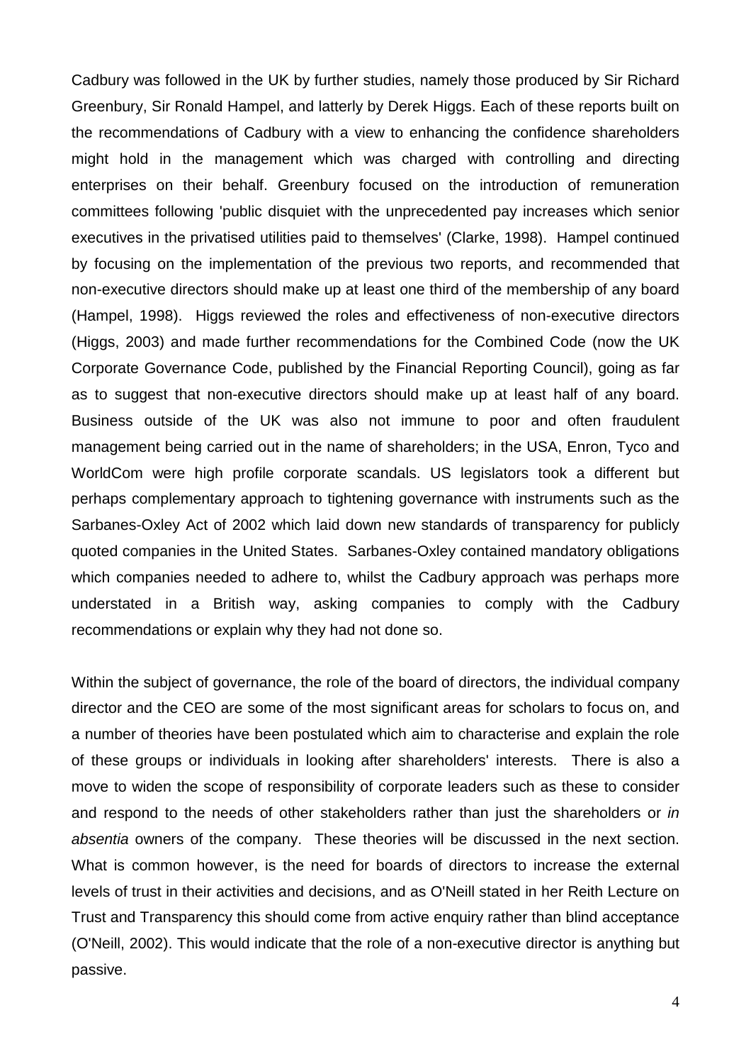Cadbury was followed in the UK by further studies, namely those produced by Sir Richard Greenbury, Sir Ronald Hampel, and latterly by Derek Higgs. Each of these reports built on the recommendations of Cadbury with a view to enhancing the confidence shareholders might hold in the management which was charged with controlling and directing enterprises on their behalf. Greenbury focused on the introduction of remuneration committees following 'public disquiet with the unprecedented pay increases which senior executives in the privatised utilities paid to themselves' (Clarke, 1998). Hampel continued by focusing on the implementation of the previous two reports, and recommended that non-executive directors should make up at least one third of the membership of any board (Hampel, 1998). Higgs reviewed the roles and effectiveness of non-executive directors (Higgs, 2003) and made further recommendations for the Combined Code (now the UK Corporate Governance Code, published by the Financial Reporting Council), going as far as to suggest that non-executive directors should make up at least half of any board. Business outside of the UK was also not immune to poor and often fraudulent management being carried out in the name of shareholders; in the USA, Enron, Tyco and WorldCom were high profile corporate scandals. US legislators took a different but perhaps complementary approach to tightening governance with instruments such as the Sarbanes-Oxley Act of 2002 which laid down new standards of transparency for publicly quoted companies in the United States. Sarbanes-Oxley contained mandatory obligations which companies needed to adhere to, whilst the Cadbury approach was perhaps more understated in a British way, asking companies to comply with the Cadbury recommendations or explain why they had not done so.

Within the subject of governance, the role of the board of directors, the individual company director and the CEO are some of the most significant areas for scholars to focus on, and a number of theories have been postulated which aim to characterise and explain the role of these groups or individuals in looking after shareholders' interests. There is also a move to widen the scope of responsibility of corporate leaders such as these to consider and respond to the needs of other stakeholders rather than just the shareholders or *in absentia* owners of the company. These theories will be discussed in the next section. What is common however, is the need for boards of directors to increase the external levels of trust in their activities and decisions, and as O'Neill stated in her Reith Lecture on Trust and Transparency this should come from active enquiry rather than blind acceptance (O'Neill, 2002). This would indicate that the role of a non-executive director is anything but passive.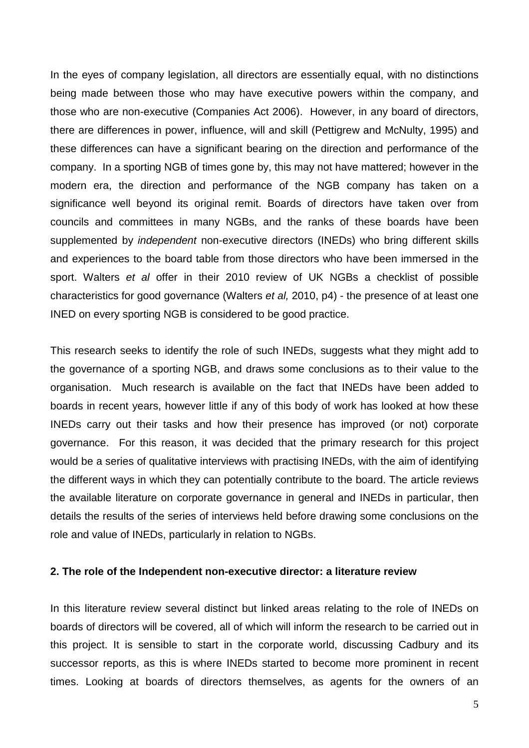In the eyes of company legislation, all directors are essentially equal, with no distinctions being made between those who may have executive powers within the company, and those who are non-executive (Companies Act 2006). However, in any board of directors, there are differences in power, influence, will and skill (Pettigrew and McNulty, 1995) and these differences can have a significant bearing on the direction and performance of the company. In a sporting NGB of times gone by, this may not have mattered; however in the modern era, the direction and performance of the NGB company has taken on a significance well beyond its original remit. Boards of directors have taken over from councils and committees in many NGBs, and the ranks of these boards have been supplemented by *independent* non-executive directors (INEDs) who bring different skills and experiences to the board table from those directors who have been immersed in the sport. Walters *et al* offer in their 2010 review of UK NGBs a checklist of possible characteristics for good governance (Walters *et al,* 2010, p4) - the presence of at least one INED on every sporting NGB is considered to be good practice.

This research seeks to identify the role of such INEDs, suggests what they might add to the governance of a sporting NGB, and draws some conclusions as to their value to the organisation. Much research is available on the fact that INEDs have been added to boards in recent years, however little if any of this body of work has looked at how these INEDs carry out their tasks and how their presence has improved (or not) corporate governance. For this reason, it was decided that the primary research for this project would be a series of qualitative interviews with practising INEDs, with the aim of identifying the different ways in which they can potentially contribute to the board. The article reviews the available literature on corporate governance in general and INEDs in particular, then details the results of the series of interviews held before drawing some conclusions on the role and value of INEDs, particularly in relation to NGBs.

## 2. The role of the Independent non-executive director: a literature review

In this literature review several distinct but linked areas relating to the role of INEDs on boards of directors will be covered, all of which will inform the research to be carried out in this project. It is sensible to start in the corporate world, discussing Cadbury and its successor reports, as this is where INEDs started to become more prominent in recent times. Looking at boards of directors themselves, as agents for the owners of an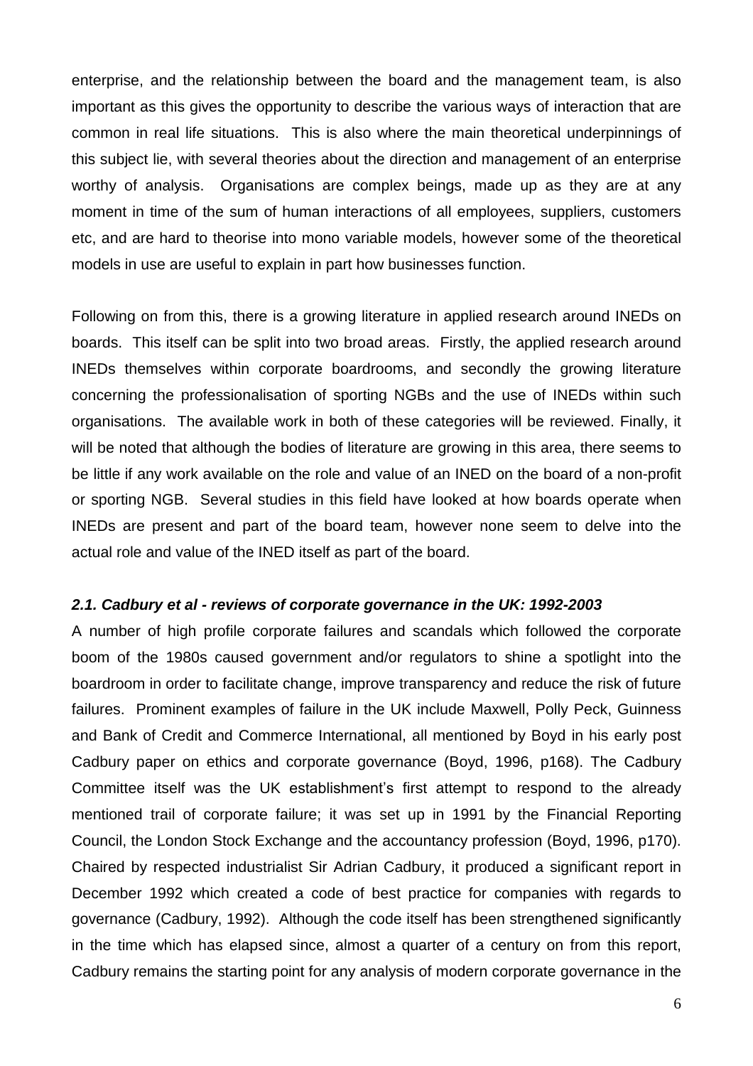enterprise, and the relationship between the board and the management team, is also important as this gives the opportunity to describe the various ways of interaction that are common in real life situations. This is also where the main theoretical underpinnings of this subject lie, with several theories about the direction and management of an enterprise worthy of analysis. Organisations are complex beings, made up as they are at any moment in time of the sum of human interactions of all employees, suppliers, customers etc, and are hard to theorise into mono variable models, however some of the theoretical models in use are useful to explain in part how businesses function.

Following on from this, there is a growing literature in applied research around INEDs on boards. This itself can be split into two broad areas. Firstly, the applied research around INEDs themselves within corporate boardrooms, and secondly the growing literature concerning the professionalisation of sporting NGBs and the use of INEDs within such organisations. The available work in both of these categories will be reviewed. Finally, it will be noted that although the bodies of literature are growing in this area, there seems to be little if any work available on the role and value of an INED on the board of a non-profit or sporting NGB. Several studies in this field have looked at how boards operate when INEDs are present and part of the board team, however none seem to delve into the actual role and value of the INED itself as part of the board.

### *2.1. Cadbury et al - reviews of corporate governance in the UK: 1992-2003*

A number of high profile corporate failures and scandals which followed the corporate boom of the 1980s caused government and/or regulators to shine a spotlight into the boardroom in order to facilitate change, improve transparency and reduce the risk of future failures. Prominent examples of failure in the UK include Maxwell, Polly Peck, Guinness and Bank of Credit and Commerce International, all mentioned by Boyd in his early post Cadbury paper on ethics and corporate governance (Boyd, 1996, p168). The Cadbury Committee itself was the UK establishment's first attempt to respond to the already mentioned trail of corporate failure; it was set up in 1991 by the Financial Reporting Council, the London Stock Exchange and the accountancy profession (Boyd, 1996, p170). Chaired by respected industrialist Sir Adrian Cadbury, it produced a significant report in December 1992 which created a code of best practice for companies with regards to governance (Cadbury, 1992). Although the code itself has been strengthened significantly in the time which has elapsed since, almost a quarter of a century on from this report, Cadbury remains the starting point for any analysis of modern corporate governance in the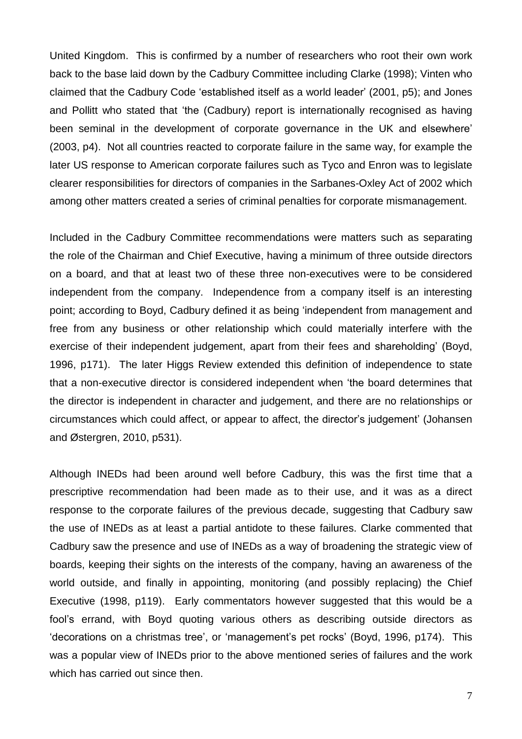United Kingdom. This is confirmed by a number of researchers who root their own work back to the base laid down by the Cadbury Committee including Clarke (1998); Vinten who claimed that the Cadbury Code 'established itself as a world leader' (2001, p5); and Jones and Pollitt who stated that 'the (Cadbury) report is internationally recognised as having been seminal in the development of corporate governance in the UK and elsewhere' (2003, p4). Not all countries reacted to corporate failure in the same way, for example the later US response to American corporate failures such as Tyco and Enron was to legislate clearer responsibilities for directors of companies in the Sarbanes-Oxley Act of 2002 which among other matters created a series of criminal penalties for corporate mismanagement.

Included in the Cadbury Committee recommendations were matters such as separating the role of the Chairman and Chief Executive, having a minimum of three outside directors on a board, and that at least two of these three non-executives were to be considered independent from the company. Independence from a company itself is an interesting point; according to Boyd, Cadbury defined it as being 'independent from management and free from any business or other relationship which could materially interfere with the exercise of their independent judgement, apart from their fees and shareholding' (Boyd, 1996, p171). The later Higgs Review extended this definition of independence to state that a non-executive director is considered independent when 'the board determines that the director is independent in character and judgement, and there are no relationships or circumstances which could affect, or appear to affect, the director's judgement' (Johansen and Østergren, 2010, p531).

Although INEDs had been around well before Cadbury, this was the first time that a prescriptive recommendation had been made as to their use, and it was as a direct response to the corporate failures of the previous decade, suggesting that Cadbury saw the use of INEDs as at least a partial antidote to these failures. Clarke commented that Cadbury saw the presence and use of INEDs as a way of broadening the strategic view of boards, keeping their sights on the interests of the company, having an awareness of the world outside, and finally in appointing, monitoring (and possibly replacing) the Chief Executive (1998, p119). Early commentators however suggested that this would be a fool's errand, with Boyd quoting various others as describing outside directors as 'decorations on a christmas tree', or 'management's pet rocks' (Boyd, 1996, p174). This was a popular view of INEDs prior to the above mentioned series of failures and the work which has carried out since then.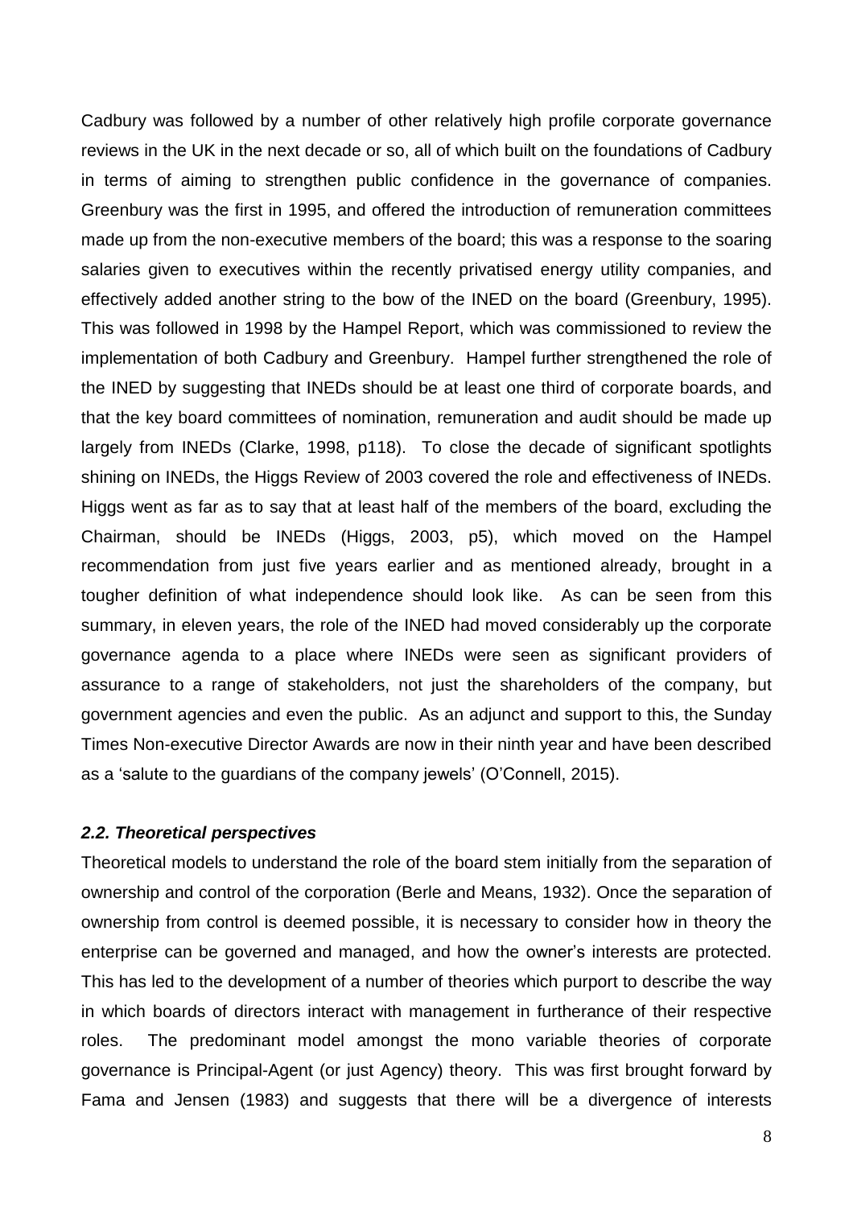Cadbury was followed by a number of other relatively high profile corporate governance reviews in the UK in the next decade or so, all of which built on the foundations of Cadbury in terms of aiming to strengthen public confidence in the governance of companies. Greenbury was the first in 1995, and offered the introduction of remuneration committees made up from the non-executive members of the board; this was a response to the soaring salaries given to executives within the recently privatised energy utility companies, and effectively added another string to the bow of the INED on the board (Greenbury, 1995). This was followed in 1998 by the Hampel Report, which was commissioned to review the implementation of both Cadbury and Greenbury. Hampel further strengthened the role of the INED by suggesting that INEDs should be at least one third of corporate boards, and that the key board committees of nomination, remuneration and audit should be made up largely from INEDs (Clarke, 1998, p118). To close the decade of significant spotlights shining on INEDs, the Higgs Review of 2003 covered the role and effectiveness of INEDs. Higgs went as far as to say that at least half of the members of the board, excluding the Chairman, should be INEDs (Higgs, 2003, p5), which moved on the Hampel recommendation from just five years earlier and as mentioned already, brought in a tougher definition of what independence should look like. As can be seen from this summary, in eleven years, the role of the INED had moved considerably up the corporate governance agenda to a place where INEDs were seen as significant providers of assurance to a range of stakeholders, not just the shareholders of the company, but government agencies and even the public. As an adjunct and support to this, the Sunday Times Non-executive Director Awards are now in their ninth year and have been described as a 'salute to the guardians of the company jewels' (O'Connell, 2015).

### ***2.2. Theoretical perspectives***

Theoretical models to understand the role of the board stem initially from the separation of ownership and control of the corporation (Berle and Means, 1932). Once the separation of ownership from control is deemed possible, it is necessary to consider how in theory the enterprise can be governed and managed, and how the owner's interests are protected. This has led to the development of a number of theories which purport to describe the way in which boards of directors interact with management in furtherance of their respective roles. The predominant model amongst the mono variable theories of corporate governance is Principal-Agent (or just Agency) theory. This was first brought forward by Fama and Jensen (1983) and suggests that there will be a divergence of interests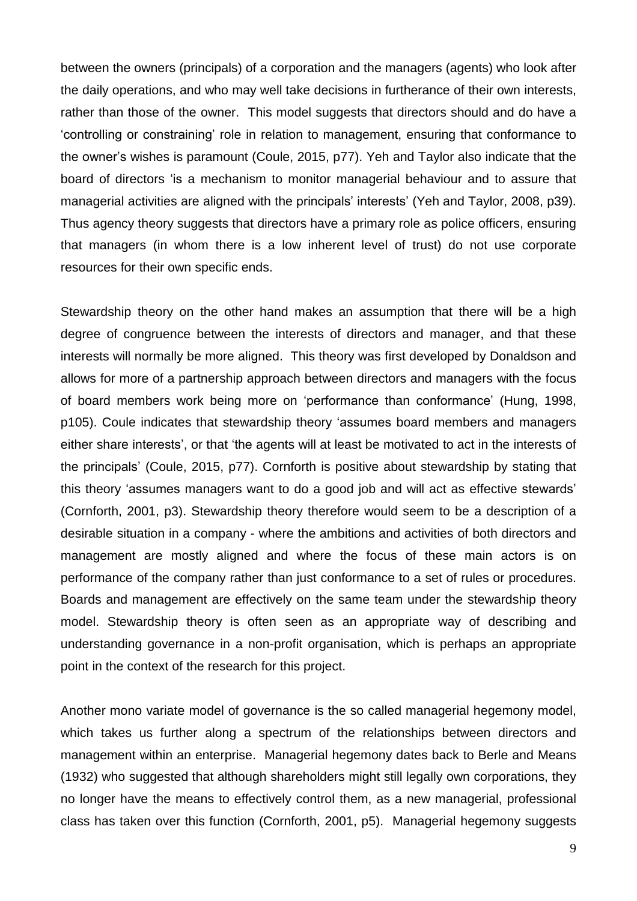between the owners (principals) of a corporation and the managers (agents) who look after the daily operations, and who may well take decisions in furtherance of their own interests, rather than those of the owner. This model suggests that directors should and do have a 'controlling or constraining' role in relation to management, ensuring that conformance to the owner's wishes is paramount (Coule, 2015, p77). Yeh and Taylor also indicate that the board of directors 'is a mechanism to monitor managerial behaviour and to assure that managerial activities are aligned with the principals' interests' (Yeh and Taylor, 2008, p39). Thus agency theory suggests that directors have a primary role as police officers, ensuring that managers (in whom there is a low inherent level of trust) do not use corporate resources for their own specific ends.

Stewardship theory on the other hand makes an assumption that there will be a high degree of congruence between the interests of directors and manager, and that these interests will normally be more aligned. This theory was first developed by Donaldson and allows for more of a partnership approach between directors and managers with the focus of board members work being more on 'performance than conformance' (Hung, 1998, p105). Coule indicates that stewardship theory 'assumes board members and managers either share interests', or that 'the agents will at least be motivated to act in the interests of the principals' (Coule, 2015, p77). Cornforth is positive about stewardship by stating that this theory 'assumes managers want to do a good job and will act as effective stewards' (Cornforth, 2001, p3). Stewardship theory therefore would seem to be a description of a desirable situation in a company - where the ambitions and activities of both directors and management are mostly aligned and where the focus of these main actors is on performance of the company rather than just conformance to a set of rules or procedures. Boards and management are effectively on the same team under the stewardship theory model. Stewardship theory is often seen as an appropriate way of describing and understanding governance in a non-profit organisation, which is perhaps an appropriate point in the context of the research for this project.

Another mono variate model of governance is the so called managerial hegemony model, which takes us further along a spectrum of the relationships between directors and management within an enterprise. Managerial hegemony dates back to Berle and Means (1932) who suggested that although shareholders might still legally own corporations, they no longer have the means to effectively control them, as a new managerial, professional class has taken over this function (Cornforth, 2001, p5). Managerial hegemony suggests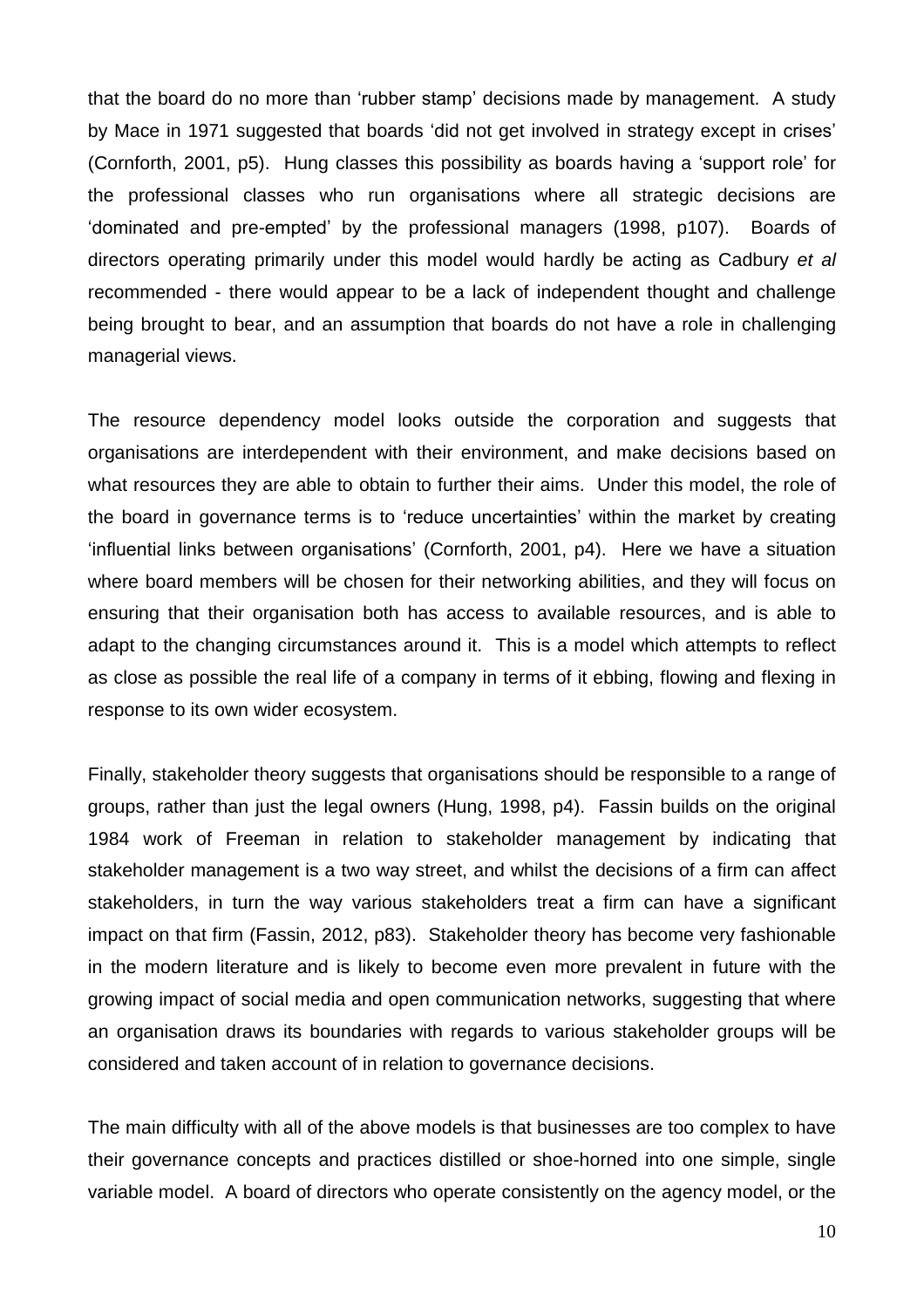that the board do no more than 'rubber stamp' decisions made by management. A study by Mace in 1971 suggested that boards 'did not get involved in strategy except in crises' (Cornforth, 2001, p5). Hung classes this possibility as boards having a 'support role' for the professional classes who run organisations where all strategic decisions are 'dominated and pre-empted' by the professional managers (1998, p107). Boards of directors operating primarily under this model would hardly be acting as Cadbury *et al* recommended - there would appear to be a lack of independent thought and challenge being brought to bear, and an assumption that boards do not have a role in challenging managerial views.

The resource dependency model looks outside the corporation and suggests that organisations are interdependent with their environment, and make decisions based on what resources they are able to obtain to further their aims. Under this model, the role of the board in governance terms is to 'reduce uncertainties' within the market by creating 'influential links between organisations' (Cornforth, 2001, p4). Here we have a situation where board members will be chosen for their networking abilities, and they will focus on ensuring that their organisation both has access to available resources, and is able to adapt to the changing circumstances around it. This is a model which attempts to reflect as close as possible the real life of a company in terms of it ebbing, flowing and flexing in response to its own wider ecosystem.

Finally, stakeholder theory suggests that organisations should be responsible to a range of groups, rather than just the legal owners (Hung, 1998, p4). Fassin builds on the original 1984 work of Freeman in relation to stakeholder management by indicating that stakeholder management is a two way street, and whilst the decisions of a firm can affect stakeholders, in turn the way various stakeholders treat a firm can have a significant impact on that firm (Fassin, 2012, p83). Stakeholder theory has become very fashionable in the modern literature and is likely to become even more prevalent in future with the growing impact of social media and open communication networks, suggesting that where an organisation draws its boundaries with regards to various stakeholder groups will be considered and taken account of in relation to governance decisions.

The main difficulty with all of the above models is that businesses are too complex to have their governance concepts and practices distilled or shoe-horned into one simple, single variable model. A board of directors who operate consistently on the agency model, or the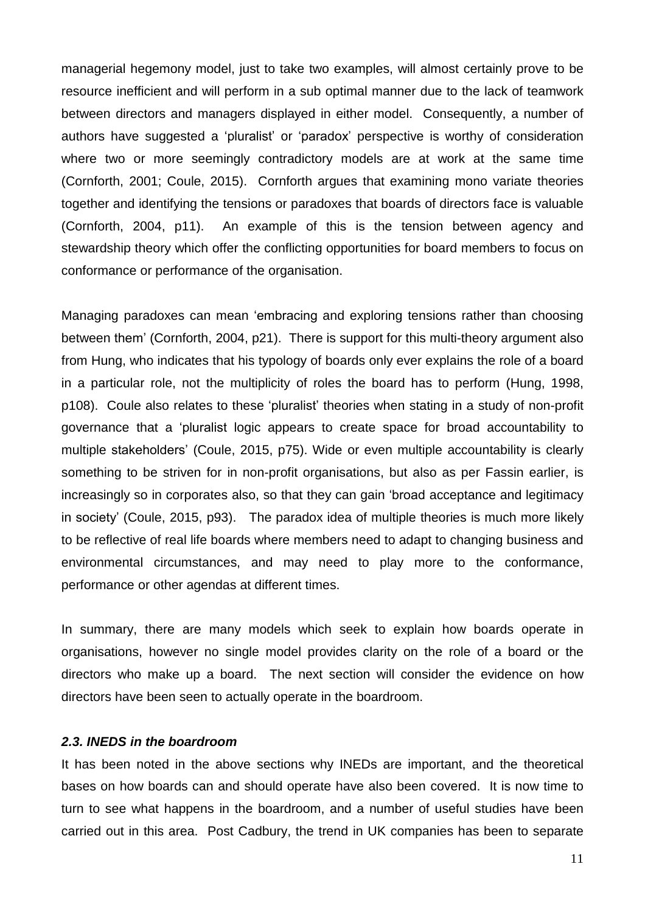managerial hegemony model, just to take two examples, will almost certainly prove to be resource inefficient and will perform in a sub optimal manner due to the lack of teamwork between directors and managers displayed in either model. Consequently, a number of authors have suggested a 'pluralist' or 'paradox' perspective is worthy of consideration where two or more seemingly contradictory models are at work at the same time (Cornforth, 2001; Coule, 2015). Cornforth argues that examining mono variate theories together and identifying the tensions or paradoxes that boards of directors face is valuable (Cornforth, 2004, p11). An example of this is the tension between agency and stewardship theory which offer the conflicting opportunities for board members to focus on conformance or performance of the organisation.

Managing paradoxes can mean 'embracing and exploring tensions rather than choosing between them' (Cornforth, 2004, p21). There is support for this multi-theory argument also from Hung, who indicates that his typology of boards only ever explains the role of a board in a particular role, not the multiplicity of roles the board has to perform (Hung, 1998, p108). Coule also relates to these 'pluralist' theories when stating in a study of non-profit governance that a 'pluralist logic appears to create space for broad accountability to multiple stakeholders' (Coule, 2015, p75). Wide or even multiple accountability is clearly something to be striven for in non-profit organisations, but also as per Fassin earlier, is increasingly so in corporates also, so that they can gain 'broad acceptance and legitimacy in society' (Coule, 2015, p93). The paradox idea of multiple theories is much more likely to be reflective of real life boards where members need to adapt to changing business and environmental circumstances, and may need to play more to the conformance, performance or other agendas at different times.

In summary, there are many models which seek to explain how boards operate in organisations, however no single model provides clarity on the role of a board or the directors who make up a board. The next section will consider the evidence on how directors have been seen to actually operate in the boardroom.

### *2.3. INEDS in the boardroom*

It has been noted in the above sections why INEDs are important, and the theoretical bases on how boards can and should operate have also been covered. It is now time to turn to see what happens in the boardroom, and a number of useful studies have been carried out in this area. Post Cadbury, the trend in UK companies has been to separate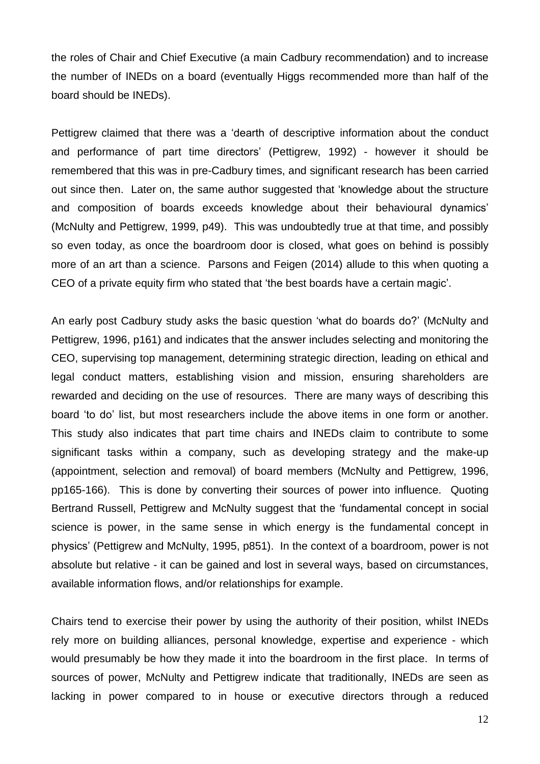the roles of Chair and Chief Executive (a main Cadbury recommendation) and to increase the number of INEDs on a board (eventually Higgs recommended more than half of the board should be INEDs).

Pettigrew claimed that there was a 'dearth of descriptive information about the conduct and performance of part time directors' (Pettigrew, 1992) - however it should be remembered that this was in pre-Cadbury times, and significant research has been carried out since then. Later on, the same author suggested that 'knowledge about the structure and composition of boards exceeds knowledge about their behavioural dynamics' (McNulty and Pettigrew, 1999, p49). This was undoubtedly true at that time, and possibly so even today, as once the boardroom door is closed, what goes on behind is possibly more of an art than a science. Parsons and Feigen (2014) allude to this when quoting a CEO of a private equity firm who stated that 'the best boards have a certain magic'.

An early post Cadbury study asks the basic question 'what do boards do?' (McNulty and Pettigrew, 1996, p161) and indicates that the answer includes selecting and monitoring the CEO, supervising top management, determining strategic direction, leading on ethical and legal conduct matters, establishing vision and mission, ensuring shareholders are rewarded and deciding on the use of resources. There are many ways of describing this board 'to do' list, but most researchers include the above items in one form or another. This study also indicates that part time chairs and INEDs claim to contribute to some significant tasks within a company, such as developing strategy and the make-up (appointment, selection and removal) of board members (McNulty and Pettigrew, 1996, pp165-166). This is done by converting their sources of power into influence. Quoting Bertrand Russell, Pettigrew and McNulty suggest that the 'fundamental concept in social science is power, in the same sense in which energy is the fundamental concept in physics' (Pettigrew and McNulty, 1995, p851). In the context of a boardroom, power is not absolute but relative - it can be gained and lost in several ways, based on circumstances, available information flows, and/or relationships for example.

Chairs tend to exercise their power by using the authority of their position, whilst INEDs rely more on building alliances, personal knowledge, expertise and experience - which would presumably be how they made it into the boardroom in the first place. In terms of sources of power, McNulty and Pettigrew indicate that traditionally, INEDs are seen as lacking in power compared to in house or executive directors through a reduced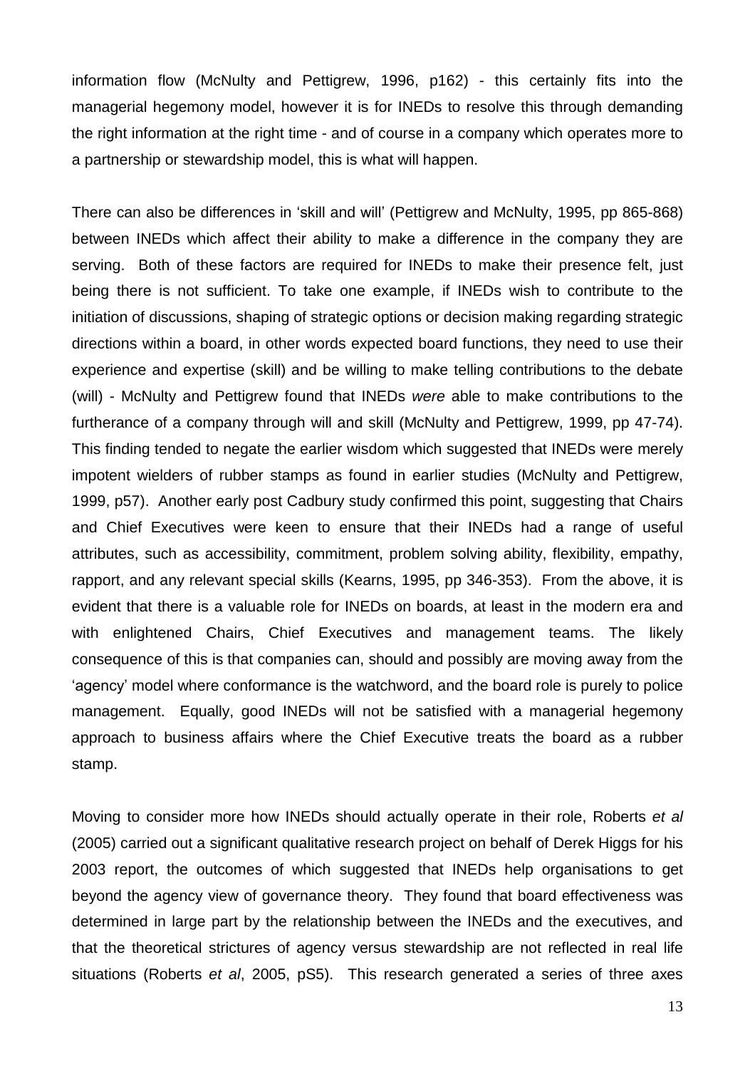information flow (McNulty and Pettigrew, 1996, p162) - this certainly fits into the managerial hegemony model, however it is for INEDs to resolve this through demanding the right information at the right time - and of course in a company which operates more to a partnership or stewardship model, this is what will happen.

There can also be differences in 'skill and will' (Pettigrew and McNulty, 1995, pp 865-868) between INEDs which affect their ability to make a difference in the company they are serving. Both of these factors are required for INEDs to make their presence felt, just being there is not sufficient. To take one example, if INEDs wish to contribute to the initiation of discussions, shaping of strategic options or decision making regarding strategic directions within a board, in other words expected board functions, they need to use their experience and expertise (skill) and be willing to make telling contributions to the debate (will) - McNulty and Pettigrew found that INEDs *were* able to make contributions to the furtherance of a company through will and skill (McNulty and Pettigrew, 1999, pp 47-74). This finding tended to negate the earlier wisdom which suggested that INEDs were merely impotent wielders of rubber stamps as found in earlier studies (McNulty and Pettigrew, 1999, p57). Another early post Cadbury study confirmed this point, suggesting that Chairs and Chief Executives were keen to ensure that their INEDs had a range of useful attributes, such as accessibility, commitment, problem solving ability, flexibility, empathy, rapport, and any relevant special skills (Kearns, 1995, pp 346-353). From the above, it is evident that there is a valuable role for INEDs on boards, at least in the modern era and with enlightened Chairs, Chief Executives and management teams. The likely consequence of this is that companies can, should and possibly are moving away from the 'agency' model where conformance is the watchword, and the board role is purely to police management. Equally, good INEDs will not be satisfied with a managerial hegemony approach to business affairs where the Chief Executive treats the board as a rubber stamp.

Moving to consider more how INEDs should actually operate in their role, Roberts *et al* (2005) carried out a significant qualitative research project on behalf of Derek Higgs for his 2003 report, the outcomes of which suggested that INEDs help organisations to get beyond the agency view of governance theory. They found that board effectiveness was determined in large part by the relationship between the INEDs and the executives, and that the theoretical strictures of agency versus stewardship are not reflected in real life situations (Roberts *et al*, 2005, pS5). This research generated a series of three axes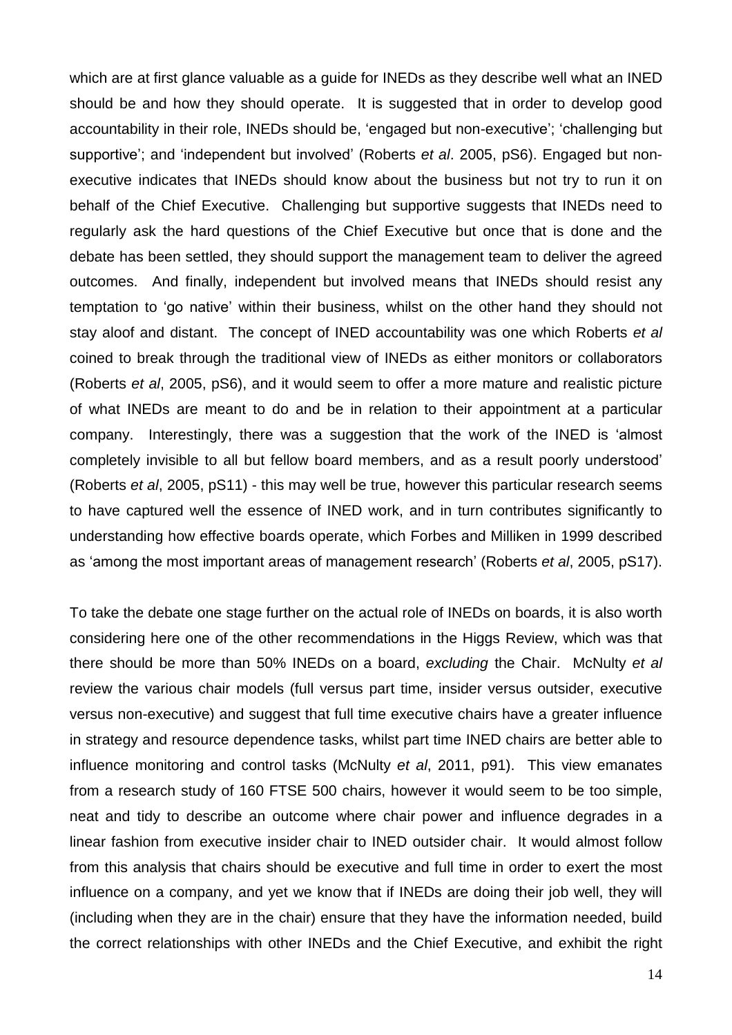which are at first glance valuable as a guide for INEDs as they describe well what an INED should be and how they should operate. It is suggested that in order to develop good accountability in their role, INEDs should be, 'engaged but non-executive'; 'challenging but supportive'; and 'independent but involved' (Roberts *et al*. 2005, pS6). Engaged but non-executive indicates that INEDs should know about the business but not try to run it on behalf of the Chief Executive. Challenging but supportive suggests that INEDs need to regularly ask the hard questions of the Chief Executive but once that is done and the debate has been settled, they should support the management team to deliver the agreed outcomes. And finally, independent but involved means that INEDs should resist any temptation to 'go native' within their business, whilst on the other hand they should not stay aloof and distant. The concept of INED accountability was one which Roberts *et al* coined to break through the traditional view of INEDs as either monitors or collaborators (Roberts *et al*, 2005, pS6), and it would seem to offer a more mature and realistic picture of what INEDs are meant to do and be in relation to their appointment at a particular company. Interestingly, there was a suggestion that the work of the INED is 'almost completely invisible to all but fellow board members, and as a result poorly understood' (Roberts *et al*, 2005, pS11) - this may well be true, however this particular research seems to have captured well the essence of INED work, and in turn contributes significantly to understanding how effective boards operate, which Forbes and Milliken in 1999 described as 'among the most important areas of management research' (Roberts *et al*, 2005, pS17).

To take the debate one stage further on the actual role of INEDs on boards, it is also worth considering here one of the other recommendations in the Higgs Review, which was that there should be more than 50% INEDs on a board, *excluding* the Chair. McNulty *et al* review the various chair models (full versus part time, insider versus outsider, executive versus non-executive) and suggest that full time executive chairs have a greater influence in strategy and resource dependence tasks, whilst part time INED chairs are better able to influence monitoring and control tasks (McNulty *et al*, 2011, p91). This view emanates from a research study of 160 FTSE 500 chairs, however it would seem to be too simple, neat and tidy to describe an outcome where chair power and influence degrades in a linear fashion from executive insider chair to INED outsider chair. It would almost follow from this analysis that chairs should be executive and full time in order to exert the most influence on a company, and yet we know that if INEDs are doing their job well, they will (including when they are in the chair) ensure that they have the information needed, build the correct relationships with other INEDs and the Chief Executive, and exhibit the right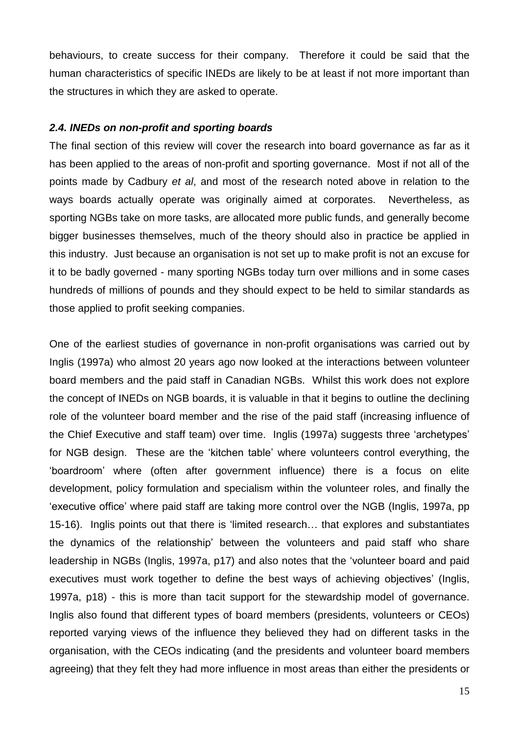behaviours, to create success for their company. Therefore it could be said that the human characteristics of specific INEDs are likely to be at least if not more important than the structures in which they are asked to operate.

### *2.4. INEDs on non-profit and sporting boards*

The final section of this review will cover the research into board governance as far as it has been applied to the areas of non-profit and sporting governance. Most if not all of the points made by Cadbury *et al*, and most of the research noted above in relation to the ways boards actually operate was originally aimed at corporates. Nevertheless, as sporting NGBs take on more tasks, are allocated more public funds, and generally become bigger businesses themselves, much of the theory should also in practice be applied in this industry. Just because an organisation is not set up to make profit is not an excuse for it to be badly governed - many sporting NGBs today turn over millions and in some cases hundreds of millions of pounds and they should expect to be held to similar standards as those applied to profit seeking companies.

One of the earliest studies of governance in non-profit organisations was carried out by Inglis (1997a) who almost 20 years ago now looked at the interactions between volunteer board members and the paid staff in Canadian NGBs. Whilst this work does not explore the concept of INEDs on NGB boards, it is valuable in that it begins to outline the declining role of the volunteer board member and the rise of the paid staff (increasing influence of the Chief Executive and staff team) over time. Inglis (1997a) suggests three 'archetypes' for NGB design. These are the 'kitchen table' where volunteers control everything, the 'boardroom' where (often after government influence) there is a focus on elite development, policy formulation and specialism within the volunteer roles, and finally the 'executive office' where paid staff are taking more control over the NGB (Inglis, 1997a, pp 15-16). Inglis points out that there is 'limited research… that explores and substantiates the dynamics of the relationship' between the volunteers and paid staff who share leadership in NGBs (Inglis, 1997a, p17) and also notes that the 'volunteer board and paid executives must work together to define the best ways of achieving objectives' (Inglis, 1997a, p18) - this is more than tacit support for the stewardship model of governance. Inglis also found that different types of board members (presidents, volunteers or CEOs) reported varying views of the influence they believed they had on different tasks in the organisation, with the CEOs indicating (and the presidents and volunteer board members agreeing) that they felt they had more influence in most areas than either the presidents or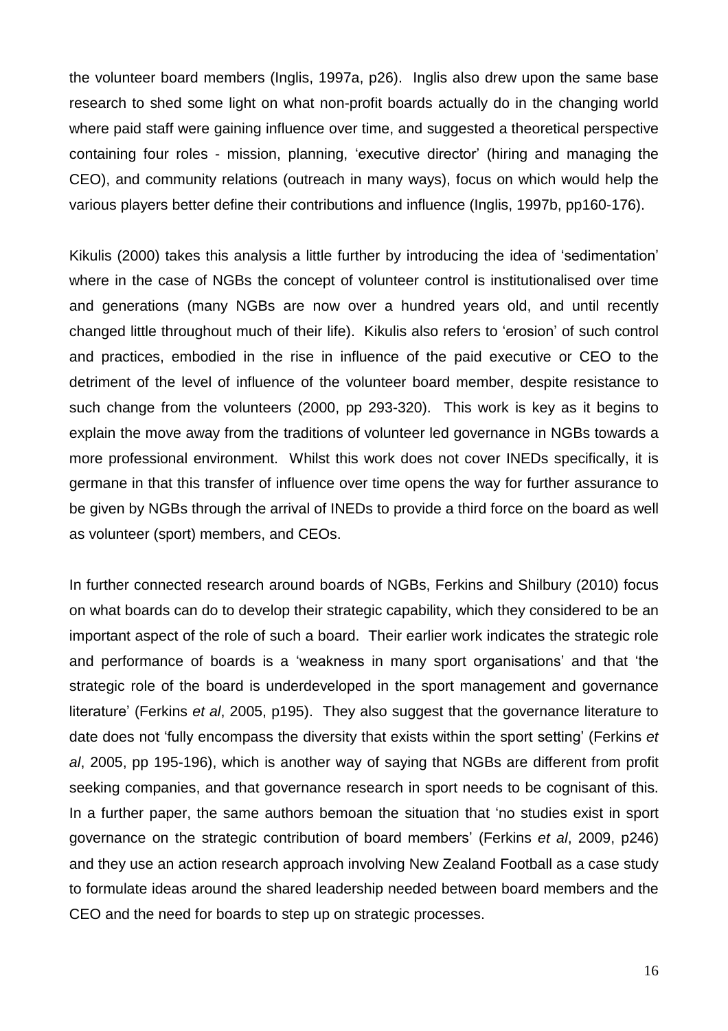the volunteer board members (Inglis, 1997a, p26). Inglis also drew upon the same base research to shed some light on what non-profit boards actually do in the changing world where paid staff were gaining influence over time, and suggested a theoretical perspective containing four roles - mission, planning, 'executive director' (hiring and managing the CEO), and community relations (outreach in many ways), focus on which would help the various players better define their contributions and influence (Inglis, 1997b, pp160-176).

Kikulis (2000) takes this analysis a little further by introducing the idea of 'sedimentation' where in the case of NGBs the concept of volunteer control is institutionalised over time and generations (many NGBs are now over a hundred years old, and until recently changed little throughout much of their life). Kikulis also refers to 'erosion' of such control and practices, embodied in the rise in influence of the paid executive or CEO to the detriment of the level of influence of the volunteer board member, despite resistance to such change from the volunteers (2000, pp 293-320). This work is key as it begins to explain the move away from the traditions of volunteer led governance in NGBs towards a more professional environment. Whilst this work does not cover INEDs specifically, it is germane in that this transfer of influence over time opens the way for further assurance to be given by NGBs through the arrival of INEDs to provide a third force on the board as well as volunteer (sport) members, and CEOs.

In further connected research around boards of NGBs, Ferkins and Shilbury (2010) focus on what boards can do to develop their strategic capability, which they considered to be an important aspect of the role of such a board. Their earlier work indicates the strategic role and performance of boards is a 'weakness in many sport organisations' and that 'the strategic role of the board is underdeveloped in the sport management and governance literature' (Ferkins *et al*, 2005, p195). They also suggest that the governance literature to date does not 'fully encompass the diversity that exists within the sport setting' (Ferkins *et al*, 2005, pp 195-196), which is another way of saying that NGBs are different from profit seeking companies, and that governance research in sport needs to be cognisant of this. In a further paper, the same authors bemoan the situation that 'no studies exist in sport governance on the strategic contribution of board members' (Ferkins *et al*, 2009, p246) and they use an action research approach involving New Zealand Football as a case study to formulate ideas around the shared leadership needed between board members and the CEO and the need for boards to step up on strategic processes.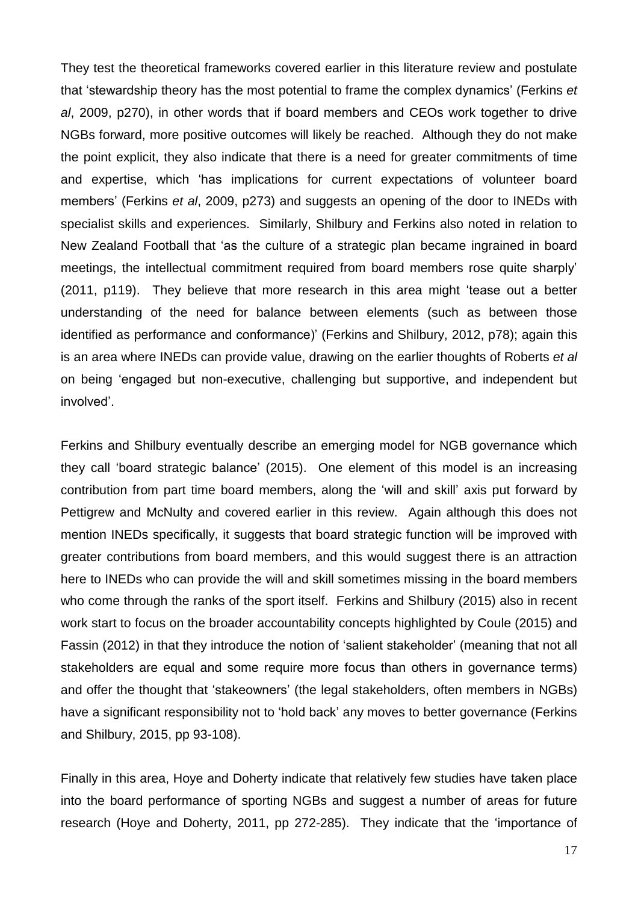They test the theoretical frameworks covered earlier in this literature review and postulate that 'stewardship theory has the most potential to frame the complex dynamics' (Ferkins *et al*, 2009, p270), in other words that if board members and CEOs work together to drive NGBs forward, more positive outcomes will likely be reached. Although they do not make the point explicit, they also indicate that there is a need for greater commitments of time and expertise, which 'has implications for current expectations of volunteer board members' (Ferkins *et al*, 2009, p273) and suggests an opening of the door to INEDs with specialist skills and experiences. Similarly, Shilbury and Ferkins also noted in relation to New Zealand Football that 'as the culture of a strategic plan became ingrained in board meetings, the intellectual commitment required from board members rose quite sharply' (2011, p119). They believe that more research in this area might 'tease out a better understanding of the need for balance between elements (such as between those identified as performance and conformance)' (Ferkins and Shilbury, 2012, p78); again this is an area where INEDs can provide value, drawing on the earlier thoughts of Roberts *et al* on being 'engaged but non-executive, challenging but supportive, and independent but involved'.

Ferkins and Shilbury eventually describe an emerging model for NGB governance which they call 'board strategic balance' (2015). One element of this model is an increasing contribution from part time board members, along the 'will and skill' axis put forward by Pettigrew and McNulty and covered earlier in this review. Again although this does not mention INEDs specifically, it suggests that board strategic function will be improved with greater contributions from board members, and this would suggest there is an attraction here to INEDs who can provide the will and skill sometimes missing in the board members who come through the ranks of the sport itself. Ferkins and Shilbury (2015) also in recent work start to focus on the broader accountability concepts highlighted by Coule (2015) and Fassin (2012) in that they introduce the notion of 'salient stakeholder' (meaning that not all stakeholders are equal and some require more focus than others in governance terms) and offer the thought that 'stakeowners' (the legal stakeholders, often members in NGBs) have a significant responsibility not to 'hold back' any moves to better governance (Ferkins and Shilbury, 2015, pp 93-108).

Finally in this area, Hoye and Doherty indicate that relatively few studies have taken place into the board performance of sporting NGBs and suggest a number of areas for future research (Hoye and Doherty, 2011, pp 272-285). They indicate that the 'importance of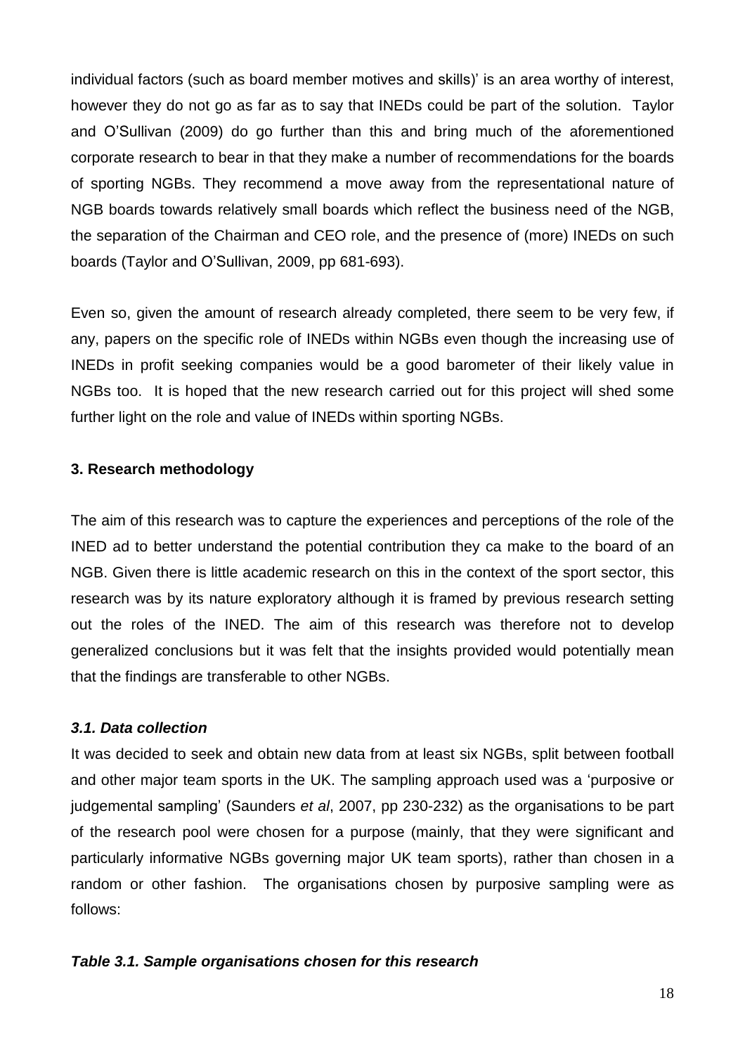individual factors (such as board member motives and skills)' is an area worthy of interest, however they do not go as far as to say that INEDs could be part of the solution. Taylor and O'Sullivan (2009) do go further than this and bring much of the aforementioned corporate research to bear in that they make a number of recommendations for the boards of sporting NGBs. They recommend a move away from the representational nature of NGB boards towards relatively small boards which reflect the business need of the NGB, the separation of the Chairman and CEO role, and the presence of (more) INEDs on such boards (Taylor and O'Sullivan, 2009, pp 681-693).

Even so, given the amount of research already completed, there seem to be very few, if any, papers on the specific role of INEDs within NGBs even though the increasing use of INEDs in profit seeking companies would be a good barometer of their likely value in NGBs too. It is hoped that the new research carried out for this project will shed some further light on the role and value of INEDs within sporting NGBs.

## 3. Research methodology

The aim of this research was to capture the experiences and perceptions of the role of the INED ad to better understand the potential contribution they ca make to the board of an NGB. Given there is little academic research on this in the context of the sport sector, this research was by its nature exploratory although it is framed by previous research setting out the roles of the INED. The aim of this research was therefore not to develop generalized conclusions but it was felt that the insights provided would potentially mean that the findings are transferable to other NGBs.

### *3.1. Data collection*

It was decided to seek and obtain new data from at least six NGBs, split between football and other major team sports in the UK. The sampling approach used was a 'purposive or judgemental sampling' (Saunders *et al*, 2007, pp 230-232) as the organisations to be part of the research pool were chosen for a purpose (mainly, that they were significant and particularly informative NGBs governing major UK team sports), rather than chosen in a random or other fashion. The organisations chosen by purposive sampling were as follows:

***Table 3.1. Sample organisations chosen for this research***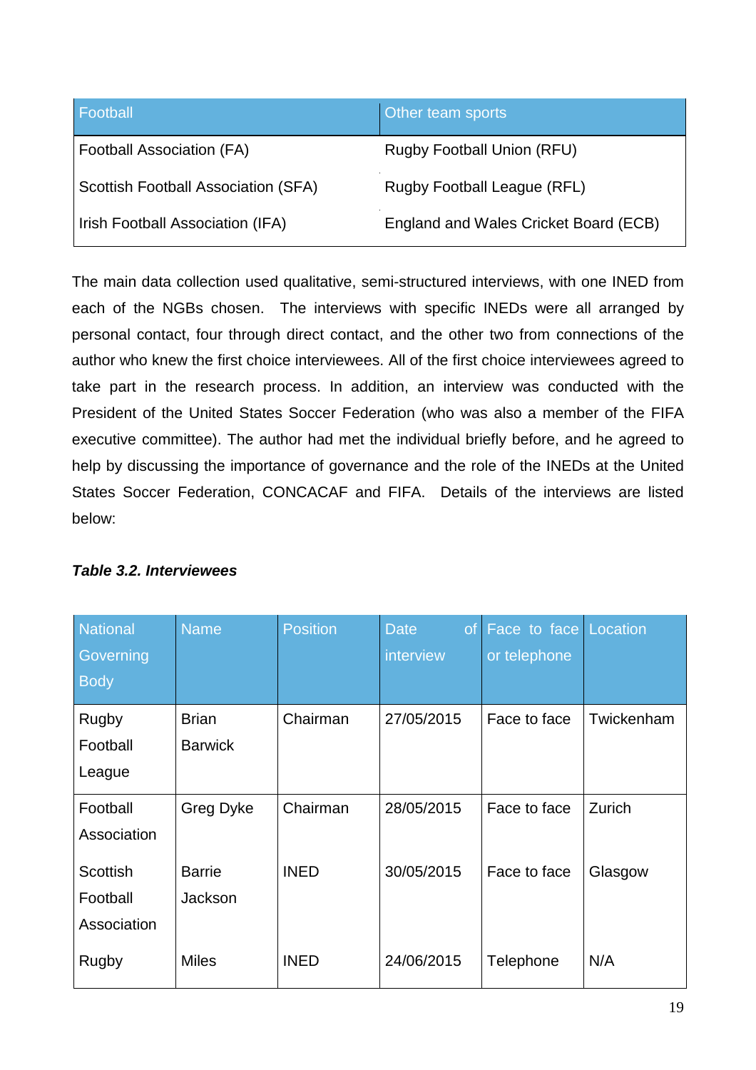| Football | Other team sports |
|---|---|
| Football Association (FA) | Rugby Football Union (RFU) |
| Scottish Football Association (SFA) | Rugby Football League (RFL) |
| Irish Football Association (IFA) | England and Wales Cricket Board (ECB) |

The main data collection used qualitative, semi-structured interviews, with one INED from each of the NGBs chosen. The interviews with specific INEDs were all arranged by personal contact, four through direct contact, and the other two from connections of the author who knew the first choice interviewees. All of the first choice interviewees agreed to take part in the research process. In addition, an interview was conducted with the President of the United States Soccer Federation (who was also a member of the FIFA executive committee). The author had met the individual briefly before, and he agreed to help by discussing the importance of governance and the role of the INEDs at the United States Soccer Federation, CONCACAF and FIFA. Details of the interviews are listed below:

***Table 3.2. Interviewees***

| National Governing Body | Name | Position | Date of interview | Face to face or telephone | Location |
|---|---|---|---|---|---|
| Rugby Football League | Brian Barwick | Chairman | 27/05/2015 | Face to face | Twickenham |
| Football Association | Greg Dyke | Chairman | 28/05/2015 | Face to face | Zurich |
| Scottish Football Association | Barrie Jackson | INED | 30/05/2015 | Face to face | Glasgow |
| Rugby | Miles | INED | 24/06/2015 | Telephone | N/A |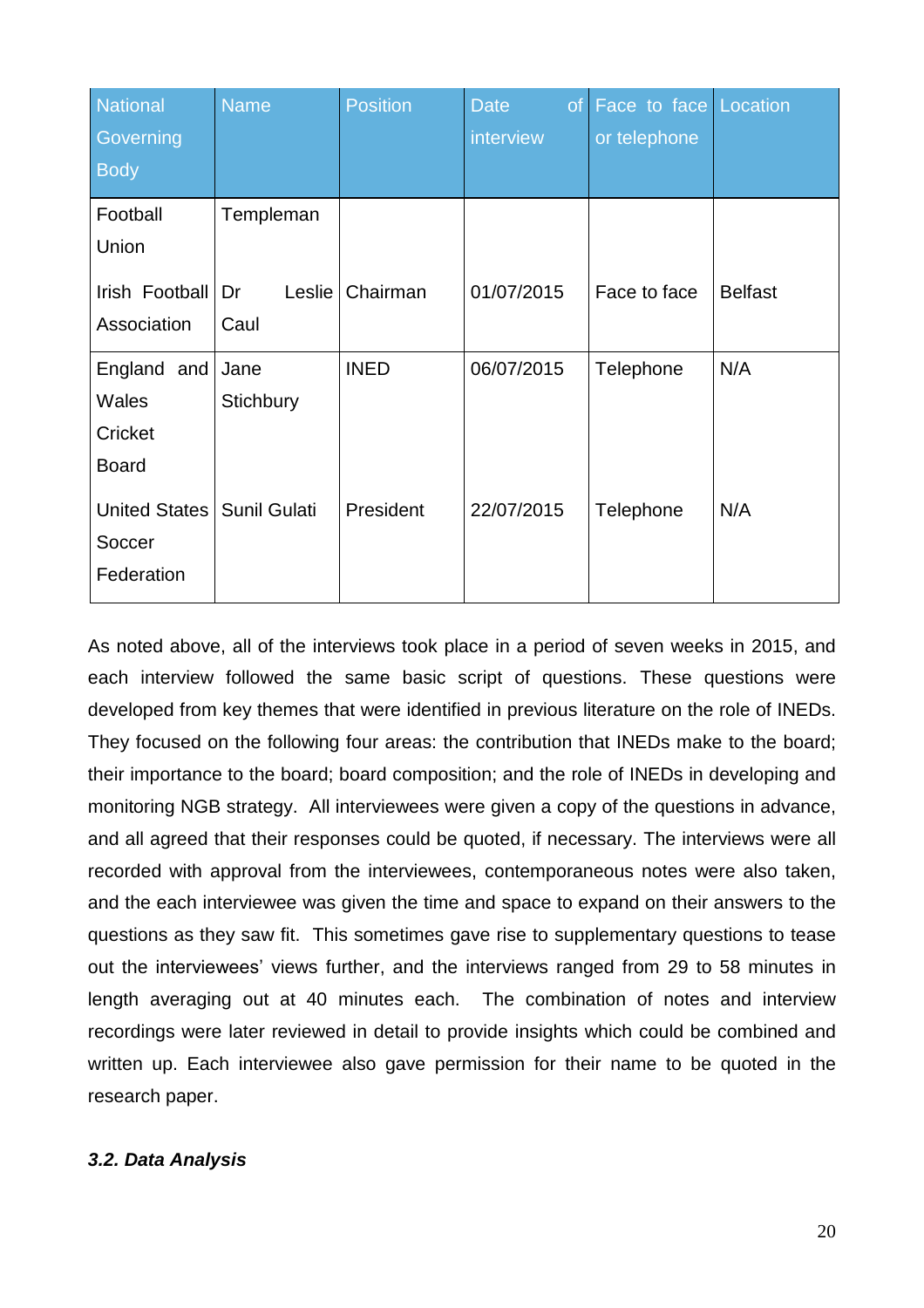| National Governing Body | Name | Position | Date of interview | Face to face or telephone | Location |
|---|---|---|---|---|---|
| Football Union | Templeman | | | | |
| Irish Football Association | Dr Leslie Caul | Chairman | 01/07/2015 | Face to face | Belfast |
| England and Wales Cricket Board | Jane Stichbury | INED | 06/07/2015 | Telephone | N/A |
| United States Soccer Federation | Sunil Gulati | President | 22/07/2015 | Telephone | N/A |

As noted above, all of the interviews took place in a period of seven weeks in 2015, and each interview followed the same basic script of questions. These questions were developed from key themes that were identified in previous literature on the role of INEDs. They focused on the following four areas: the contribution that INEDs make to the board; their importance to the board; board composition; and the role of INEDs in developing and monitoring NGB strategy. All interviewees were given a copy of the questions in advance, and all agreed that their responses could be quoted, if necessary. The interviews were all recorded with approval from the interviewees, contemporaneous notes were also taken, and the each interviewee was given the time and space to expand on their answers to the questions as they saw fit. This sometimes gave rise to supplementary questions to tease out the interviewees' views further, and the interviews ranged from 29 to 58 minutes in length averaging out at 40 minutes each. The combination of notes and interview recordings were later reviewed in detail to provide insights which could be combined and written up. Each interviewee also gave permission for their name to be quoted in the research paper.

### *3.2. Data Analysis*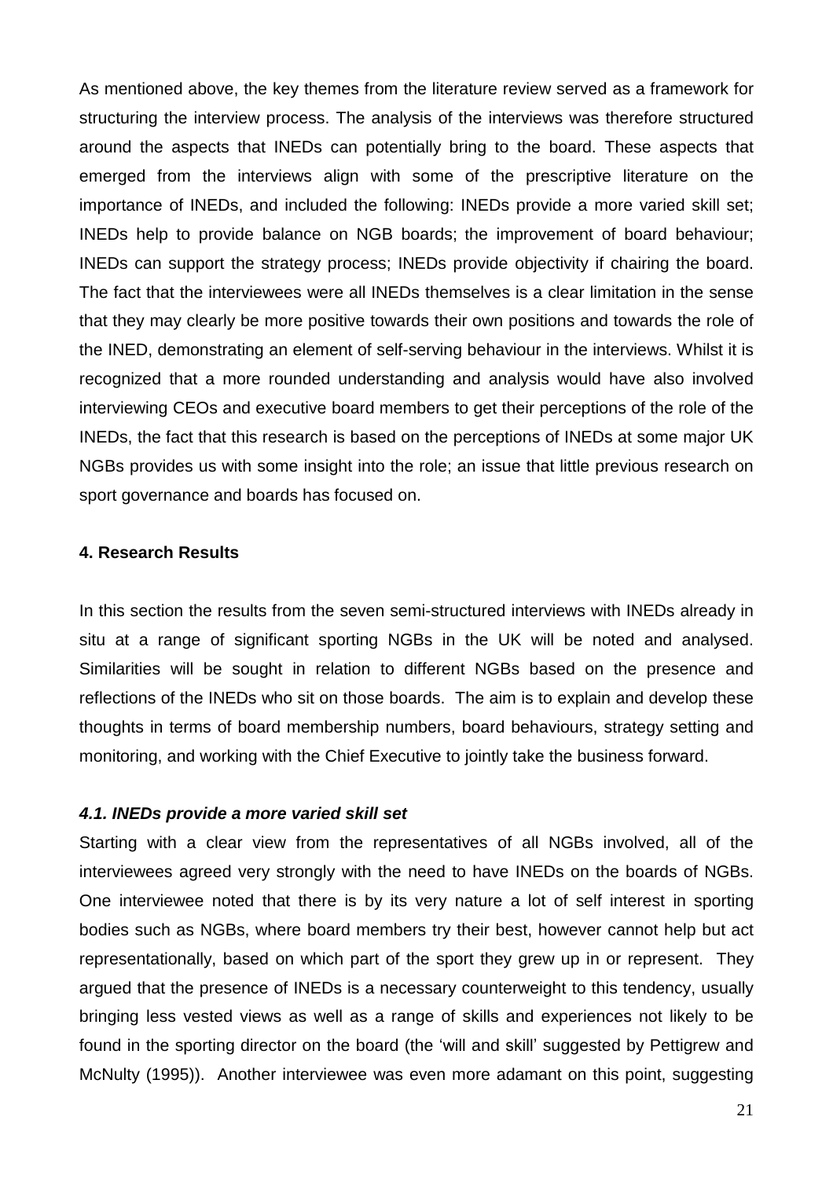As mentioned above, the key themes from the literature review served as a framework for structuring the interview process. The analysis of the interviews was therefore structured around the aspects that INEDs can potentially bring to the board. These aspects that emerged from the interviews align with some of the prescriptive literature on the importance of INEDs, and included the following: INEDs provide a more varied skill set; INEDs help to provide balance on NGB boards; the improvement of board behaviour; INEDs can support the strategy process; INEDs provide objectivity if chairing the board. The fact that the interviewees were all INEDs themselves is a clear limitation in the sense that they may clearly be more positive towards their own positions and towards the role of the INED, demonstrating an element of self-serving behaviour in the interviews. Whilst it is recognized that a more rounded understanding and analysis would have also involved interviewing CEOs and executive board members to get their perceptions of the role of the INEDs, the fact that this research is based on the perceptions of INEDs at some major UK NGBs provides us with some insight into the role; an issue that little previous research on sport governance and boards has focused on.

## 4. Research Results

In this section the results from the seven semi-structured interviews with INEDs already in situ at a range of significant sporting NGBs in the UK will be noted and analysed. Similarities will be sought in relation to different NGBs based on the presence and reflections of the INEDs who sit on those boards. The aim is to explain and develop these thoughts in terms of board membership numbers, board behaviours, strategy setting and monitoring, and working with the Chief Executive to jointly take the business forward.

### *4.1. INEDs provide a more varied skill set*

Starting with a clear view from the representatives of all NGBs involved, all of the interviewees agreed very strongly with the need to have INEDs on the boards of NGBs. One interviewee noted that there is by its very nature a lot of self interest in sporting bodies such as NGBs, where board members try their best, however cannot help but act representationally, based on which part of the sport they grew up in or represent. They argued that the presence of INEDs is a necessary counterweight to this tendency, usually bringing less vested views as well as a range of skills and experiences not likely to be found in the sporting director on the board (the 'will and skill' suggested by Pettigrew and McNulty (1995)). Another interviewee was even more adamant on this point, suggesting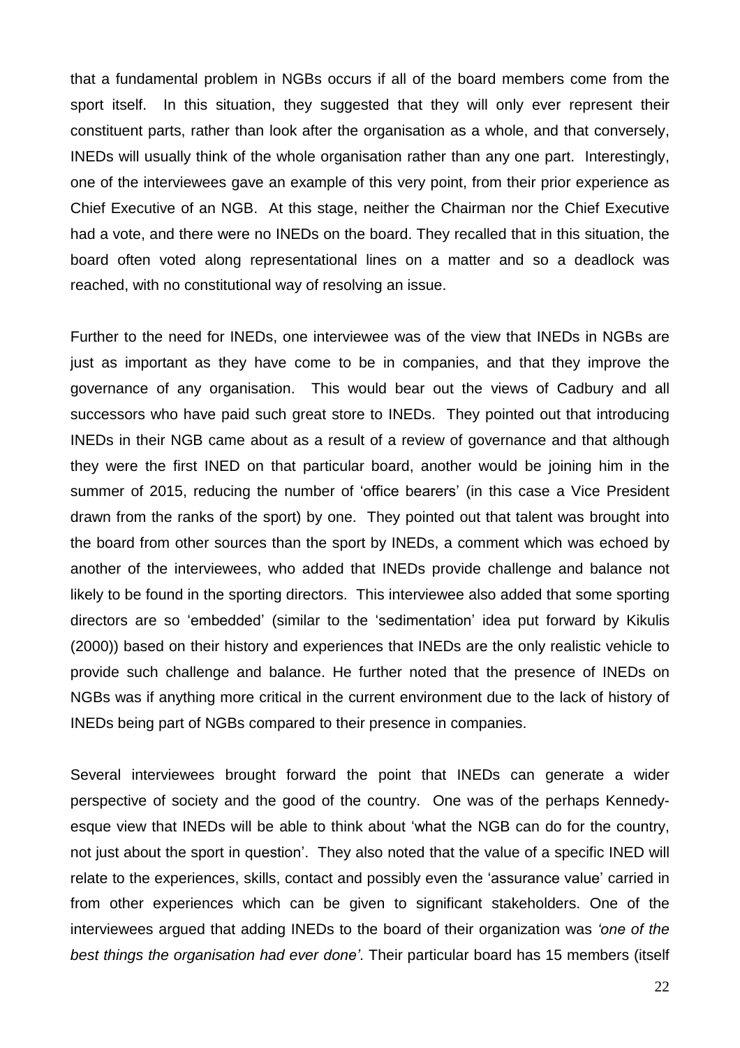that a fundamental problem in NGBs occurs if all of the board members come from the sport itself. In this situation, they suggested that they will only ever represent their constituent parts, rather than look after the organisation as a whole, and that conversely, INEDs will usually think of the whole organisation rather than any one part. Interestingly, one of the interviewees gave an example of this very point, from their prior experience as Chief Executive of an NGB. At this stage, neither the Chairman nor the Chief Executive had a vote, and there were no INEDs on the board. They recalled that in this situation, the board often voted along representational lines on a matter and so a deadlock was reached, with no constitutional way of resolving an issue.

Further to the need for INEDs, one interviewee was of the view that INEDs in NGBs are just as important as they have come to be in companies, and that they improve the governance of any organisation. This would bear out the views of Cadbury and all successors who have paid such great store to INEDs. They pointed out that introducing INEDs in their NGB came about as a result of a review of governance and that although they were the first INED on that particular board, another would be joining him in the summer of 2015, reducing the number of 'office bearers' (in this case a Vice President drawn from the ranks of the sport) by one. They pointed out that talent was brought into the board from other sources than the sport by INEDs, a comment which was echoed by another of the interviewees, who added that INEDs provide challenge and balance not likely to be found in the sporting directors. This interviewee also added that some sporting directors are so 'embedded' (similar to the 'sedimentation' idea put forward by Kikulis (2000)) based on their history and experiences that INEDs are the only realistic vehicle to provide such challenge and balance. He further noted that the presence of INEDs on NGBs was if anything more critical in the current environment due to the lack of history of INEDs being part of NGBs compared to their presence in companies.

Several interviewees brought forward the point that INEDs can generate a wider perspective of society and the good of the country. One was of the perhaps Kennedy-esque view that INEDs will be able to think about 'what the NGB can do for the country, not just about the sport in question'. They also noted that the value of a specific INED will relate to the experiences, skills, contact and possibly even the 'assurance value' carried in from other experiences which can be given to significant stakeholders. One of the interviewees argued that adding INEDs to the board of their organization was *'one of the best things the organisation had ever done'*. Their particular board has 15 members (itself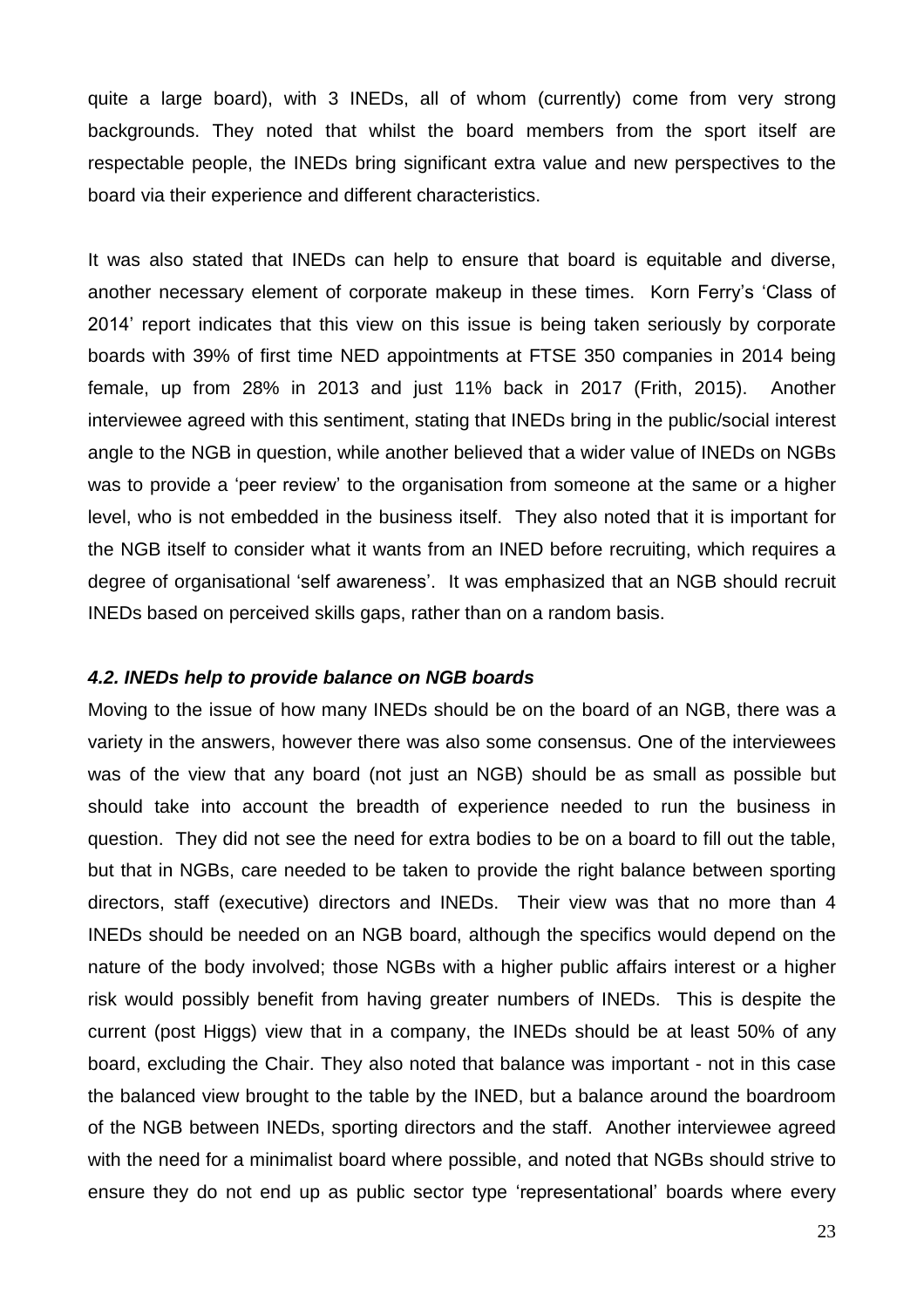quite a large board), with 3 INEDs, all of whom (currently) come from very strong backgrounds. They noted that whilst the board members from the sport itself are respectable people, the INEDs bring significant extra value and new perspectives to the board via their experience and different characteristics.

It was also stated that INEDs can help to ensure that board is equitable and diverse, another necessary element of corporate makeup in these times. Korn Ferry's 'Class of 2014' report indicates that this view on this issue is being taken seriously by corporate boards with 39% of first time NED appointments at FTSE 350 companies in 2014 being female, up from 28% in 2013 and just 11% back in 2017 (Frith, 2015). Another interviewee agreed with this sentiment, stating that INEDs bring in the public/social interest angle to the NGB in question, while another believed that a wider value of INEDs on NGBs was to provide a 'peer review' to the organisation from someone at the same or a higher level, who is not embedded in the business itself. They also noted that it is important for the NGB itself to consider what it wants from an INED before recruiting, which requires a degree of organisational 'self awareness'. It was emphasized that an NGB should recruit INEDs based on perceived skills gaps, rather than on a random basis.

### *4.2. INEDs help to provide balance on NGB boards*

Moving to the issue of how many INEDs should be on the board of an NGB, there was a variety in the answers, however there was also some consensus. One of the interviewees was of the view that any board (not just an NGB) should be as small as possible but should take into account the breadth of experience needed to run the business in question. They did not see the need for extra bodies to be on a board to fill out the table, but that in NGBs, care needed to be taken to provide the right balance between sporting directors, staff (executive) directors and INEDs. Their view was that no more than 4 INEDs should be needed on an NGB board, although the specifics would depend on the nature of the body involved; those NGBs with a higher public affairs interest or a higher risk would possibly benefit from having greater numbers of INEDs. This is despite the current (post Higgs) view that in a company, the INEDs should be at least 50% of any board, excluding the Chair. They also noted that balance was important - not in this case the balanced view brought to the table by the INED, but a balance around the boardroom of the NGB between INEDs, sporting directors and the staff. Another interviewee agreed with the need for a minimalist board where possible, and noted that NGBs should strive to ensure they do not end up as public sector type 'representational' boards where every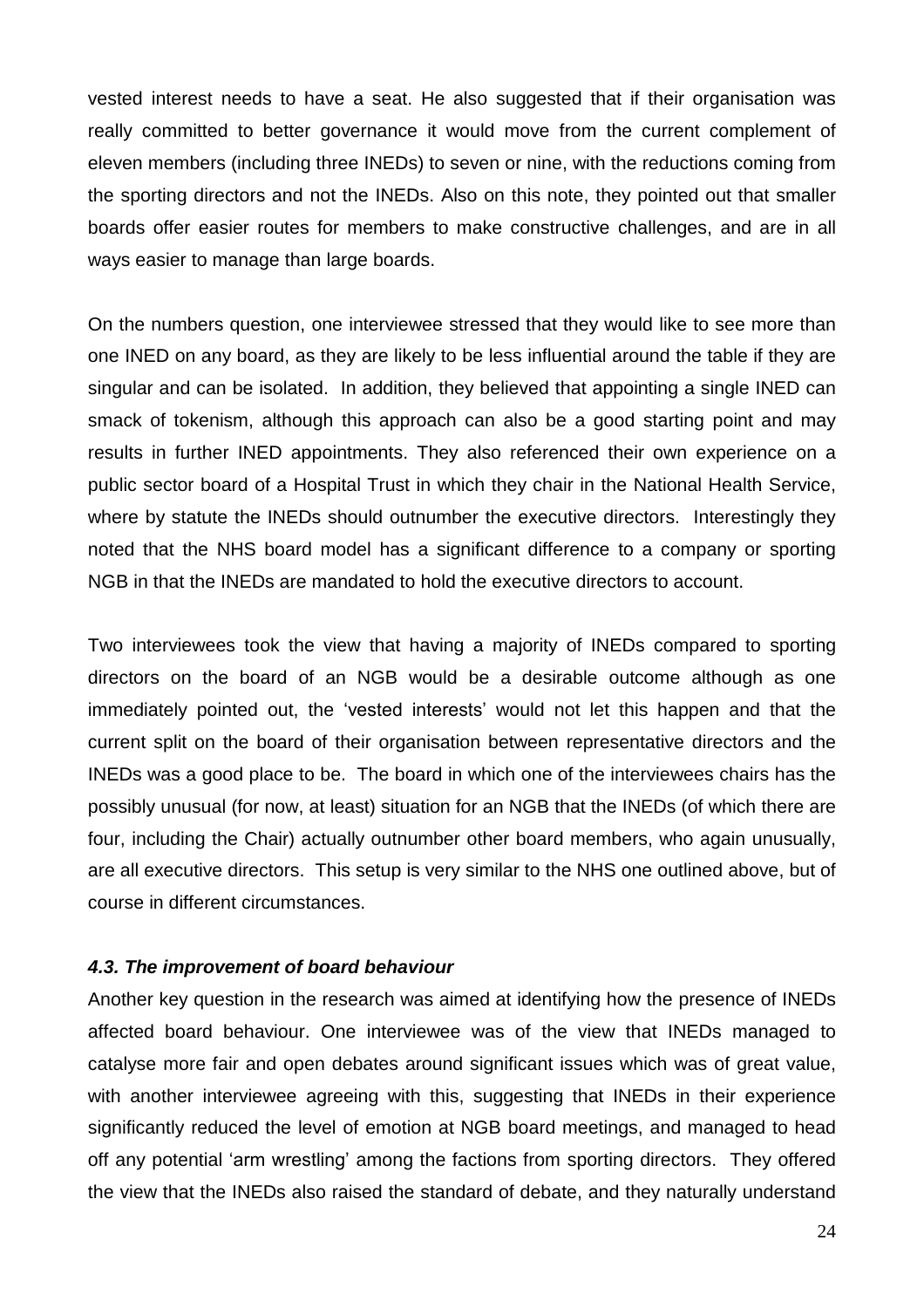vested interest needs to have a seat. He also suggested that if their organisation was really committed to better governance it would move from the current complement of eleven members (including three INEDs) to seven or nine, with the reductions coming from the sporting directors and not the INEDs. Also on this note, they pointed out that smaller boards offer easier routes for members to make constructive challenges, and are in all ways easier to manage than large boards.

On the numbers question, one interviewee stressed that they would like to see more than one INED on any board, as they are likely to be less influential around the table if they are singular and can be isolated. In addition, they believed that appointing a single INED can smack of tokenism, although this approach can also be a good starting point and may results in further INED appointments. They also referenced their own experience on a public sector board of a Hospital Trust in which they chair in the National Health Service, where by statute the INEDs should outnumber the executive directors. Interestingly they noted that the NHS board model has a significant difference to a company or sporting NGB in that the INEDs are mandated to hold the executive directors to account.

Two interviewees took the view that having a majority of INEDs compared to sporting directors on the board of an NGB would be a desirable outcome although as one immediately pointed out, the 'vested interests' would not let this happen and that the current split on the board of their organisation between representative directors and the INEDs was a good place to be. The board in which one of the interviewees chairs has the possibly unusual (for now, at least) situation for an NGB that the INEDs (of which there are four, including the Chair) actually outnumber other board members, who again unusually, are all executive directors. This setup is very similar to the NHS one outlined above, but of course in different circumstances.

#### *4.3. The improvement of board behaviour*

Another key question in the research was aimed at identifying how the presence of INEDs affected board behaviour. One interviewee was of the view that INEDs managed to catalyse more fair and open debates around significant issues which was of great value, with another interviewee agreeing with this, suggesting that INEDs in their experience significantly reduced the level of emotion at NGB board meetings, and managed to head off any potential 'arm wrestling' among the factions from sporting directors. They offered the view that the INEDs also raised the standard of debate, and they naturally understand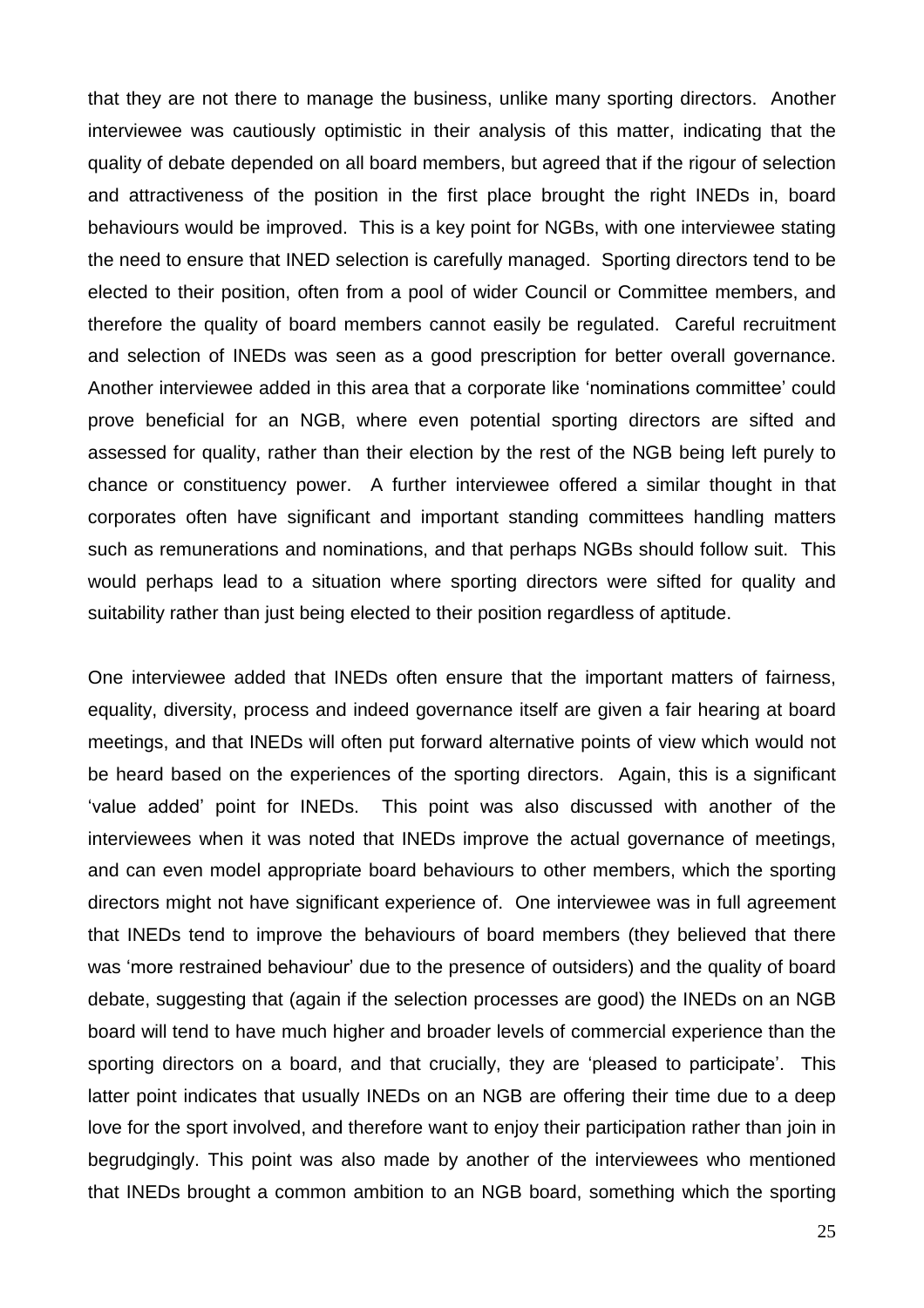that they are not there to manage the business, unlike many sporting directors. Another interviewee was cautiously optimistic in their analysis of this matter, indicating that the quality of debate depended on all board members, but agreed that if the rigour of selection and attractiveness of the position in the first place brought the right INEDs in, board behaviours would be improved. This is a key point for NGBs, with one interviewee stating the need to ensure that INED selection is carefully managed. Sporting directors tend to be elected to their position, often from a pool of wider Council or Committee members, and therefore the quality of board members cannot easily be regulated. Careful recruitment and selection of INEDs was seen as a good prescription for better overall governance. Another interviewee added in this area that a corporate like 'nominations committee' could prove beneficial for an NGB, where even potential sporting directors are sifted and assessed for quality, rather than their election by the rest of the NGB being left purely to chance or constituency power. A further interviewee offered a similar thought in that corporates often have significant and important standing committees handling matters such as remunerations and nominations, and that perhaps NGBs should follow suit. This would perhaps lead to a situation where sporting directors were sifted for quality and suitability rather than just being elected to their position regardless of aptitude.

One interviewee added that INEDs often ensure that the important matters of fairness, equality, diversity, process and indeed governance itself are given a fair hearing at board meetings, and that INEDs will often put forward alternative points of view which would not be heard based on the experiences of the sporting directors. Again, this is a significant 'value added' point for INEDs. This point was also discussed with another of the interviewees when it was noted that INEDs improve the actual governance of meetings, and can even model appropriate board behaviours to other members, which the sporting directors might not have significant experience of. One interviewee was in full agreement that INEDs tend to improve the behaviours of board members (they believed that there was 'more restrained behaviour' due to the presence of outsiders) and the quality of board debate, suggesting that (again if the selection processes are good) the INEDs on an NGB board will tend to have much higher and broader levels of commercial experience than the sporting directors on a board, and that crucially, they are 'pleased to participate'. This latter point indicates that usually INEDs on an NGB are offering their time due to a deep love for the sport involved, and therefore want to enjoy their participation rather than join in begrudgingly. This point was also made by another of the interviewees who mentioned that INEDs brought a common ambition to an NGB board, something which the sporting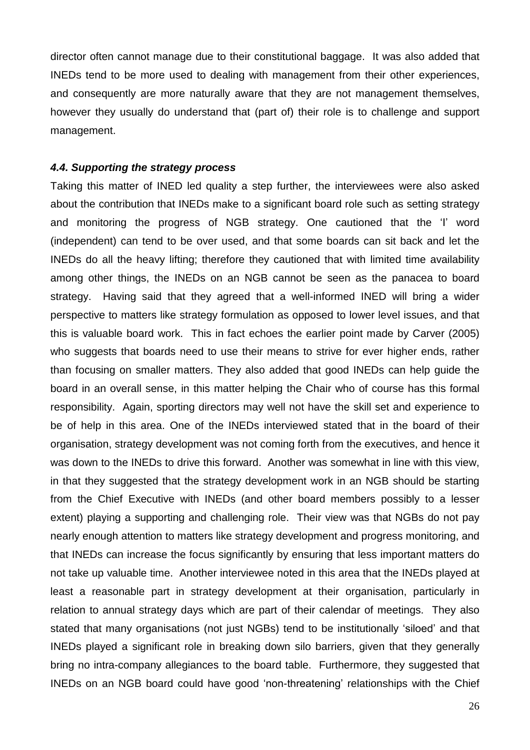director often cannot manage due to their constitutional baggage. It was also added that INEDs tend to be more used to dealing with management from their other experiences, and consequently are more naturally aware that they are not management themselves, however they usually do understand that (part of) their role is to challenge and support management.

#### *4.4. Supporting the strategy process*

Taking this matter of INED led quality a step further, the interviewees were also asked about the contribution that INEDs make to a significant board role such as setting strategy and monitoring the progress of NGB strategy. One cautioned that the 'I' word (independent) can tend to be over used, and that some boards can sit back and let the INEDs do all the heavy lifting; therefore they cautioned that with limited time availability among other things, the INEDs on an NGB cannot be seen as the panacea to board strategy. Having said that they agreed that a well-informed INED will bring a wider perspective to matters like strategy formulation as opposed to lower level issues, and that this is valuable board work. This in fact echoes the earlier point made by Carver (2005) who suggests that boards need to use their means to strive for ever higher ends, rather than focusing on smaller matters. They also added that good INEDs can help guide the board in an overall sense, in this matter helping the Chair who of course has this formal responsibility. Again, sporting directors may well not have the skill set and experience to be of help in this area. One of the INEDs interviewed stated that in the board of their organisation, strategy development was not coming forth from the executives, and hence it was down to the INEDs to drive this forward. Another was somewhat in line with this view, in that they suggested that the strategy development work in an NGB should be starting from the Chief Executive with INEDs (and other board members possibly to a lesser extent) playing a supporting and challenging role. Their view was that NGBs do not pay nearly enough attention to matters like strategy development and progress monitoring, and that INEDs can increase the focus significantly by ensuring that less important matters do not take up valuable time. Another interviewee noted in this area that the INEDs played at least a reasonable part in strategy development at their organisation, particularly in relation to annual strategy days which are part of their calendar of meetings. They also stated that many organisations (not just NGBs) tend to be institutionally 'siloed' and that INEDs played a significant role in breaking down silo barriers, given that they generally bring no intra-company allegiances to the board table. Furthermore, they suggested that INEDs on an NGB board could have good 'non-threatening' relationships with the Chief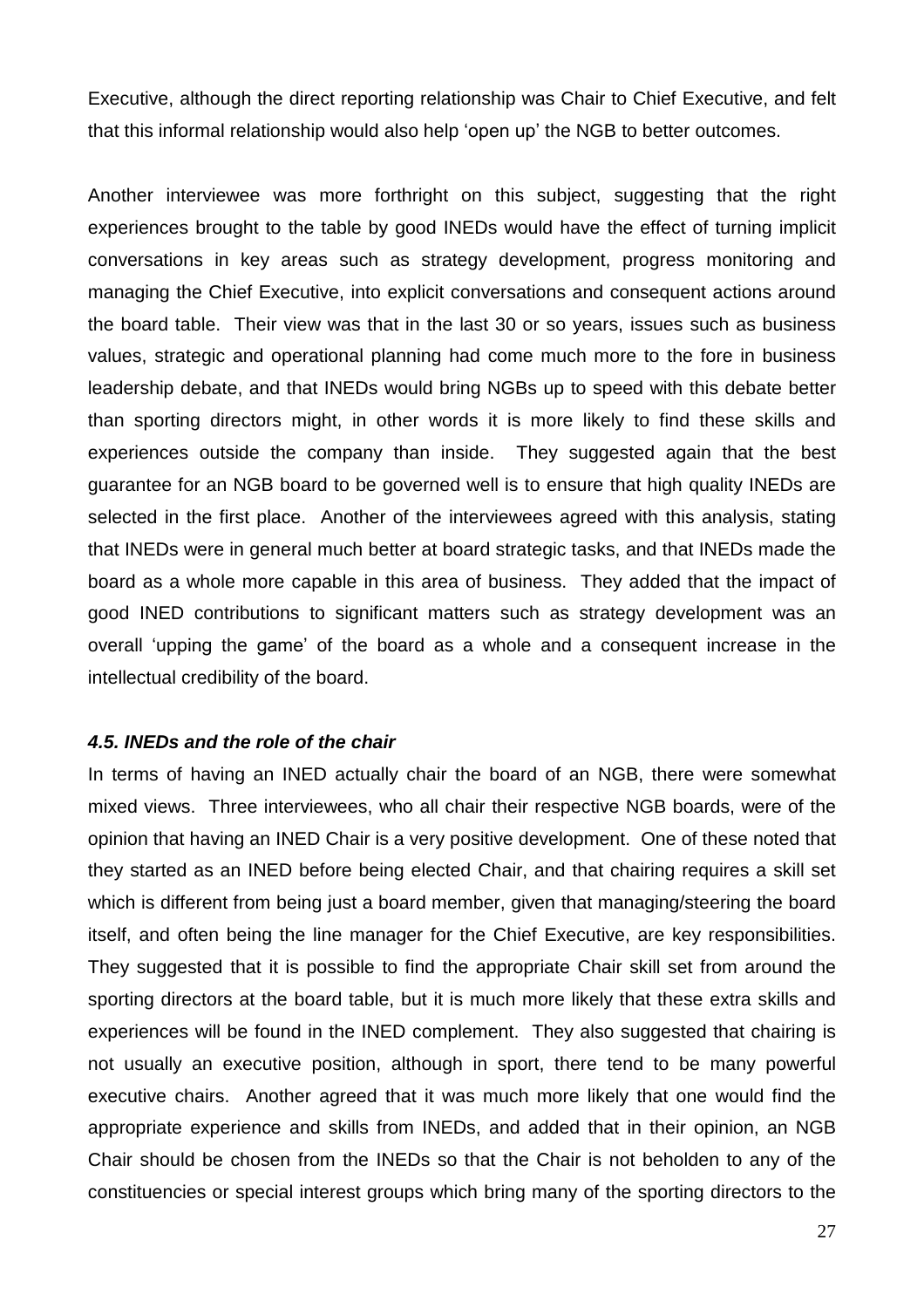Executive, although the direct reporting relationship was Chair to Chief Executive, and felt that this informal relationship would also help 'open up' the NGB to better outcomes.

Another interviewee was more forthright on this subject, suggesting that the right experiences brought to the table by good INEDs would have the effect of turning implicit conversations in key areas such as strategy development, progress monitoring and managing the Chief Executive, into explicit conversations and consequent actions around the board table. Their view was that in the last 30 or so years, issues such as business values, strategic and operational planning had come much more to the fore in business leadership debate, and that INEDs would bring NGBs up to speed with this debate better than sporting directors might, in other words it is more likely to find these skills and experiences outside the company than inside. They suggested again that the best guarantee for an NGB board to be governed well is to ensure that high quality INEDs are selected in the first place. Another of the interviewees agreed with this analysis, stating that INEDs were in general much better at board strategic tasks, and that INEDs made the board as a whole more capable in this area of business. They added that the impact of good INED contributions to significant matters such as strategy development was an overall 'upping the game' of the board as a whole and a consequent increase in the intellectual credibility of the board.

### *4.5. INEDs and the role of the chair*

In terms of having an INED actually chair the board of an NGB, there were somewhat mixed views. Three interviewees, who all chair their respective NGB boards, were of the opinion that having an INED Chair is a very positive development. One of these noted that they started as an INED before being elected Chair, and that chairing requires a skill set which is different from being just a board member, given that managing/steering the board itself, and often being the line manager for the Chief Executive, are key responsibilities. They suggested that it is possible to find the appropriate Chair skill set from around the sporting directors at the board table, but it is much more likely that these extra skills and experiences will be found in the INED complement. They also suggested that chairing is not usually an executive position, although in sport, there tend to be many powerful executive chairs. Another agreed that it was much more likely that one would find the appropriate experience and skills from INEDs, and added that in their opinion, an NGB Chair should be chosen from the INEDs so that the Chair is not beholden to any of the constituencies or special interest groups which bring many of the sporting directors to the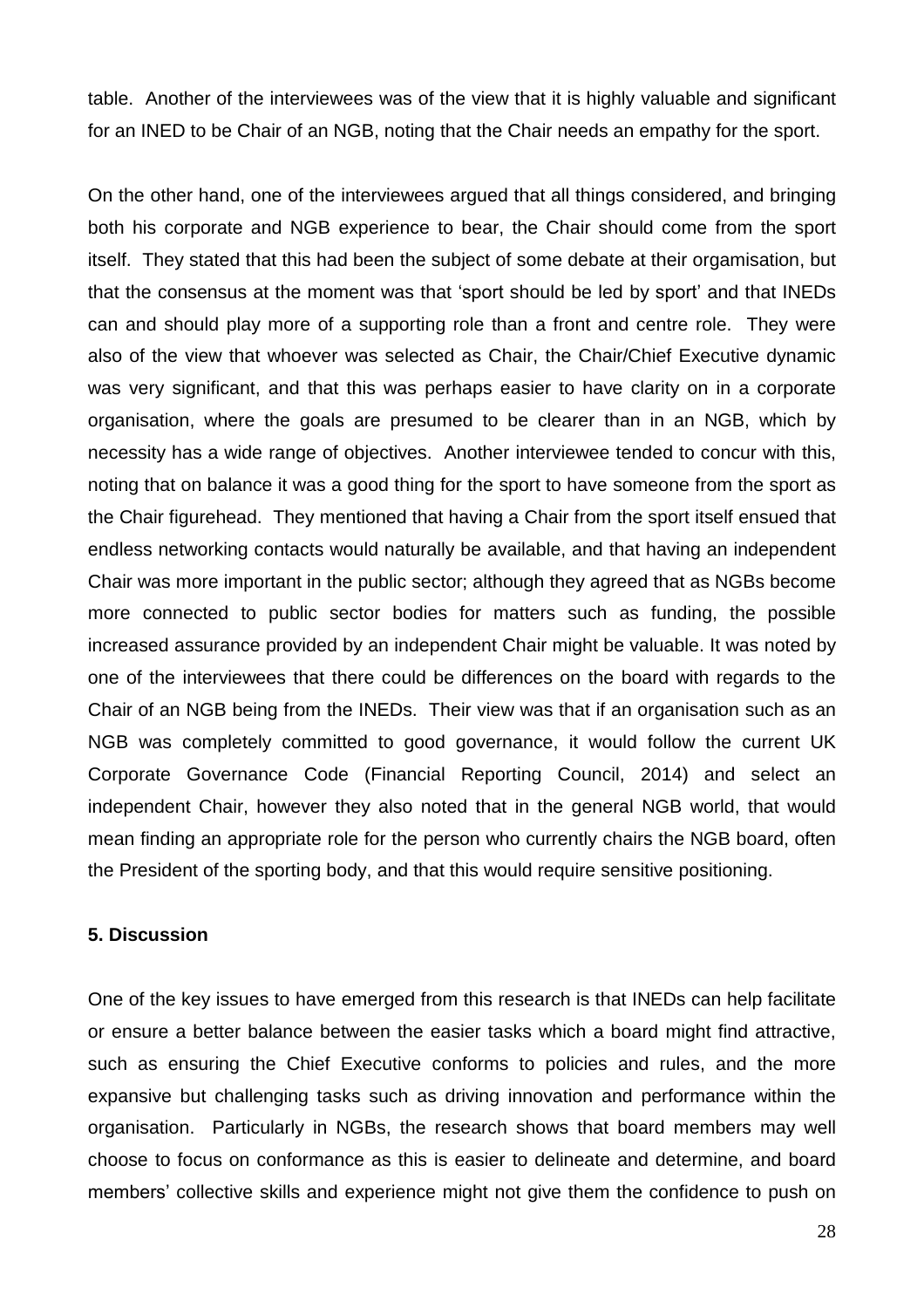table. Another of the interviewees was of the view that it is highly valuable and significant for an INED to be Chair of an NGB, noting that the Chair needs an empathy for the sport.

On the other hand, one of the interviewees argued that all things considered, and bringing both his corporate and NGB experience to bear, the Chair should come from the sport itself. They stated that this had been the subject of some debate at their orgamisation, but that the consensus at the moment was that 'sport should be led by sport' and that INEDs can and should play more of a supporting role than a front and centre role. They were also of the view that whoever was selected as Chair, the Chair/Chief Executive dynamic was very significant, and that this was perhaps easier to have clarity on in a corporate organisation, where the goals are presumed to be clearer than in an NGB, which by necessity has a wide range of objectives. Another interviewee tended to concur with this, noting that on balance it was a good thing for the sport to have someone from the sport as the Chair figurehead. They mentioned that having a Chair from the sport itself ensued that endless networking contacts would naturally be available, and that having an independent Chair was more important in the public sector; although they agreed that as NGBs become more connected to public sector bodies for matters such as funding, the possible increased assurance provided by an independent Chair might be valuable. It was noted by one of the interviewees that there could be differences on the board with regards to the Chair of an NGB being from the INEDs. Their view was that if an organisation such as an NGB was completely committed to good governance, it would follow the current UK Corporate Governance Code (Financial Reporting Council, 2014) and select an independent Chair, however they also noted that in the general NGB world, that would mean finding an appropriate role for the person who currently chairs the NGB board, often the President of the sporting body, and that this would require sensitive positioning.

## 5. Discussion

One of the key issues to have emerged from this research is that INEDs can help facilitate or ensure a better balance between the easier tasks which a board might find attractive, such as ensuring the Chief Executive conforms to policies and rules, and the more expansive but challenging tasks such as driving innovation and performance within the organisation. Particularly in NGBs, the research shows that board members may well choose to focus on conformance as this is easier to delineate and determine, and board members' collective skills and experience might not give them the confidence to push on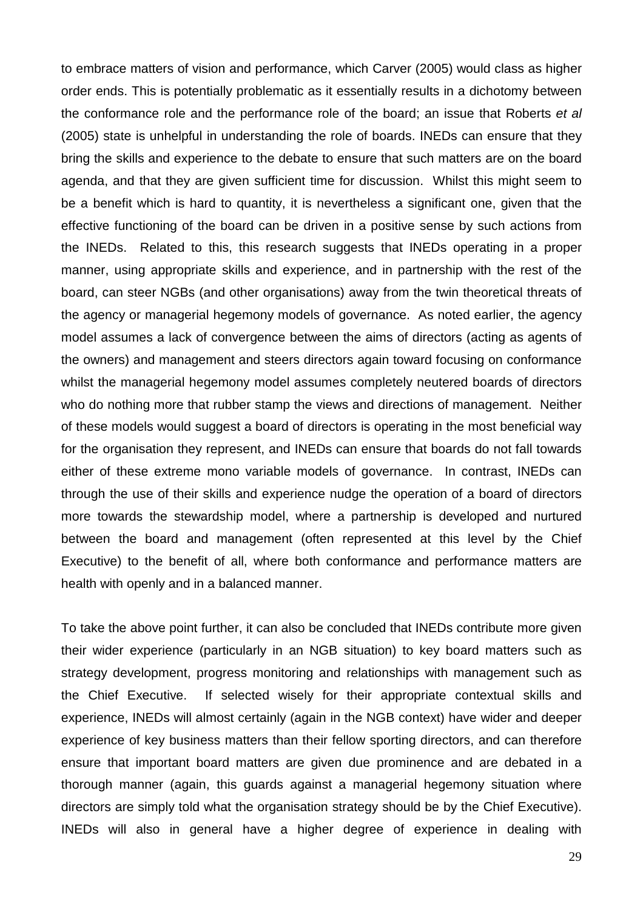to embrace matters of vision and performance, which Carver (2005) would class as higher order ends. This is potentially problematic as it essentially results in a dichotomy between the conformance role and the performance role of the board; an issue that Roberts *et al* (2005) state is unhelpful in understanding the role of boards. INEDs can ensure that they bring the skills and experience to the debate to ensure that such matters are on the board agenda, and that they are given sufficient time for discussion. Whilst this might seem to be a benefit which is hard to quantity, it is nevertheless a significant one, given that the effective functioning of the board can be driven in a positive sense by such actions from the INEDs. Related to this, this research suggests that INEDs operating in a proper manner, using appropriate skills and experience, and in partnership with the rest of the board, can steer NGBs (and other organisations) away from the twin theoretical threats of the agency or managerial hegemony models of governance. As noted earlier, the agency model assumes a lack of convergence between the aims of directors (acting as agents of the owners) and management and steers directors again toward focusing on conformance whilst the managerial hegemony model assumes completely neutered boards of directors who do nothing more that rubber stamp the views and directions of management. Neither of these models would suggest a board of directors is operating in the most beneficial way for the organisation they represent, and INEDs can ensure that boards do not fall towards either of these extreme mono variable models of governance. In contrast, INEDs can through the use of their skills and experience nudge the operation of a board of directors more towards the stewardship model, where a partnership is developed and nurtured between the board and management (often represented at this level by the Chief Executive) to the benefit of all, where both conformance and performance matters are health with openly and in a balanced manner.

To take the above point further, it can also be concluded that INEDs contribute more given their wider experience (particularly in an NGB situation) to key board matters such as strategy development, progress monitoring and relationships with management such as the Chief Executive. If selected wisely for their appropriate contextual skills and experience, INEDs will almost certainly (again in the NGB context) have wider and deeper experience of key business matters than their fellow sporting directors, and can therefore ensure that important board matters are given due prominence and are debated in a thorough manner (again, this guards against a managerial hegemony situation where directors are simply told what the organisation strategy should be by the Chief Executive). INEDs will also in general have a higher degree of experience in dealing with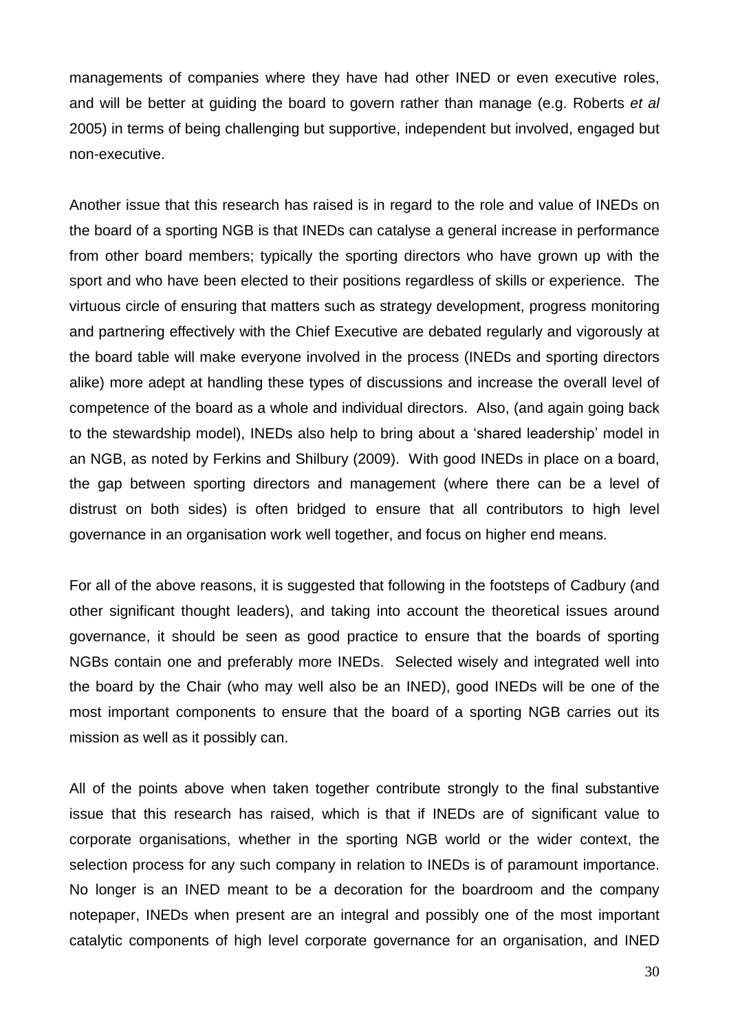managements of companies where they have had other INED or even executive roles, and will be better at guiding the board to govern rather than manage (e.g. Roberts *et al* 2005) in terms of being challenging but supportive, independent but involved, engaged but non-executive.

Another issue that this research has raised is in regard to the role and value of INEDs on the board of a sporting NGB is that INEDs can catalyse a general increase in performance from other board members; typically the sporting directors who have grown up with the sport and who have been elected to their positions regardless of skills or experience. The virtuous circle of ensuring that matters such as strategy development, progress monitoring and partnering effectively with the Chief Executive are debated regularly and vigorously at the board table will make everyone involved in the process (INEDs and sporting directors alike) more adept at handling these types of discussions and increase the overall level of competence of the board as a whole and individual directors. Also, (and again going back to the stewardship model), INEDs also help to bring about a 'shared leadership' model in an NGB, as noted by Ferkins and Shilbury (2009). With good INEDs in place on a board, the gap between sporting directors and management (where there can be a level of distrust on both sides) is often bridged to ensure that all contributors to high level governance in an organisation work well together, and focus on higher end means.

For all of the above reasons, it is suggested that following in the footsteps of Cadbury (and other significant thought leaders), and taking into account the theoretical issues around governance, it should be seen as good practice to ensure that the boards of sporting NGBs contain one and preferably more INEDs. Selected wisely and integrated well into the board by the Chair (who may well also be an INED), good INEDs will be one of the most important components to ensure that the board of a sporting NGB carries out its mission as well as it possibly can.

All of the points above when taken together contribute strongly to the final substantive issue that this research has raised, which is that if INEDs are of significant value to corporate organisations, whether in the sporting NGB world or the wider context, the selection process for any such company in relation to INEDs is of paramount importance. No longer is an INED meant to be a decoration for the boardroom and the company notepaper, INEDs when present are an integral and possibly one of the most important catalytic components of high level corporate governance for an organisation, and INED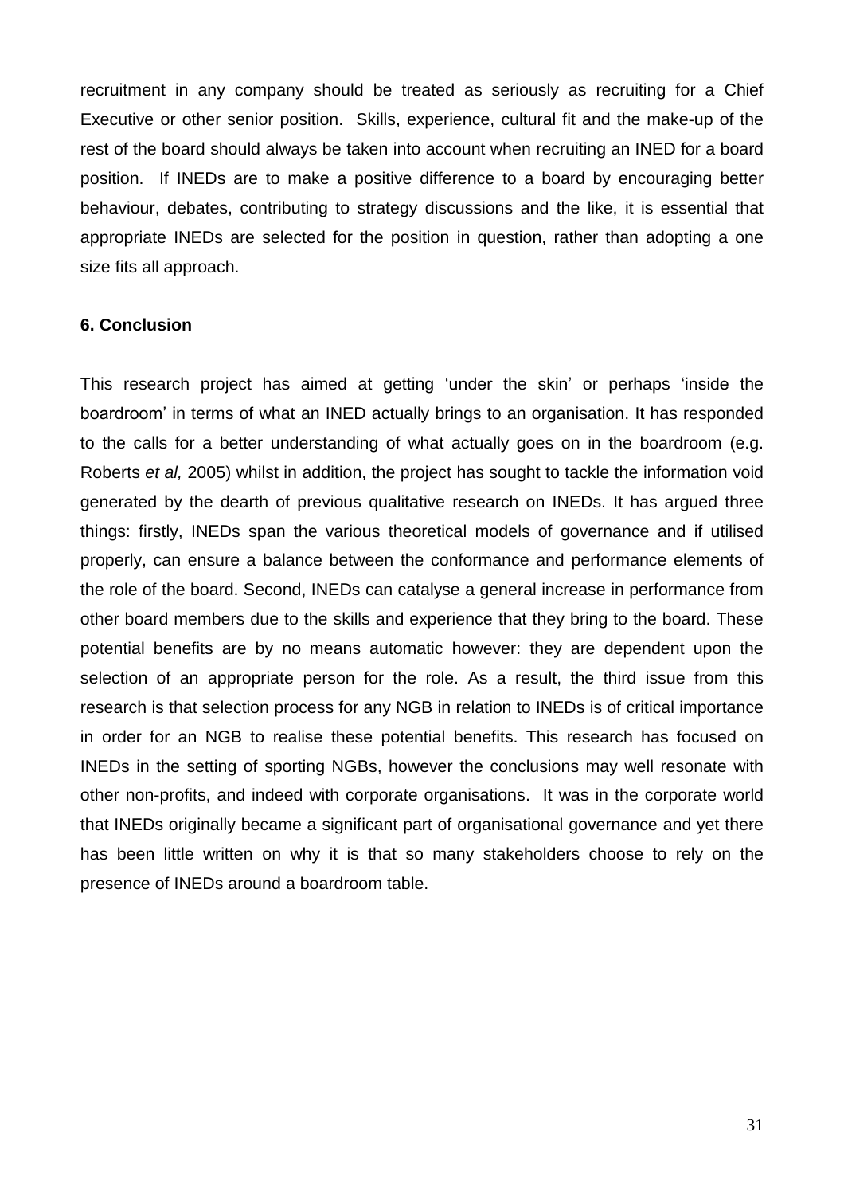recruitment in any company should be treated as seriously as recruiting for a Chief Executive or other senior position. Skills, experience, cultural fit and the make-up of the rest of the board should always be taken into account when recruiting an INED for a board position. If INEDs are to make a positive difference to a board by encouraging better behaviour, debates, contributing to strategy discussions and the like, it is essential that appropriate INEDs are selected for the position in question, rather than adopting a one size fits all approach.

**6. Conclusion**

This research project has aimed at getting 'under the skin' or perhaps 'inside the boardroom' in terms of what an INED actually brings to an organisation. It has responded to the calls for a better understanding of what actually goes on in the boardroom (e.g. Roberts *et al,* 2005) whilst in addition, the project has sought to tackle the information void generated by the dearth of previous qualitative research on INEDs. It has argued three things: firstly, INEDs span the various theoretical models of governance and if utilised properly, can ensure a balance between the conformance and performance elements of the role of the board. Second, INEDs can catalyse a general increase in performance from other board members due to the skills and experience that they bring to the board. These potential benefits are by no means automatic however: they are dependent upon the selection of an appropriate person for the role. As a result, the third issue from this research is that selection process for any NGB in relation to INEDs is of critical importance in order for an NGB to realise these potential benefits. This research has focused on INEDs in the setting of sporting NGBs, however the conclusions may well resonate with other non-profits, and indeed with corporate organisations. It was in the corporate world that INEDs originally became a significant part of organisational governance and yet there has been little written on why it is that so many stakeholders choose to rely on the presence of INEDs around a boardroom table.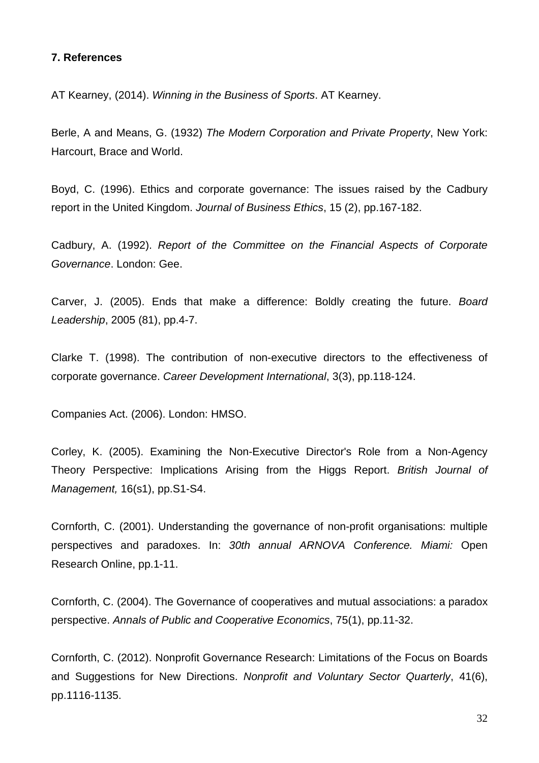**7. References**

AT Kearney, (2014). *Winning in the Business of Sports*. AT Kearney.

Berle, A and Means, G. (1932) *The Modern Corporation and Private Property*, New York: Harcourt, Brace and World.

Boyd, C. (1996). Ethics and corporate governance: The issues raised by the Cadbury report in the United Kingdom. *Journal of Business Ethics*, 15 (2), pp.167-182.

Cadbury, A. (1992). *Report of the Committee on the Financial Aspects of Corporate Governance*. London: Gee.

Carver, J. (2005). Ends that make a difference: Boldly creating the future. *Board Leadership*, 2005 (81), pp.4-7.

Clarke T. (1998). The contribution of non-executive directors to the effectiveness of corporate governance. *Career Development International*, 3(3), pp.118-124.

Companies Act. (2006). London: HMSO.

Corley, K. (2005). Examining the Non-Executive Director's Role from a Non-Agency Theory Perspective: Implications Arising from the Higgs Report. *British Journal of Management,* 16(s1), pp.S1-S4.

Cornforth, C. (2001). Understanding the governance of non-profit organisations: multiple perspectives and paradoxes. In: *30th annual ARNOVA Conference. Miami:* Open Research Online, pp.1-11.

Cornforth, C. (2004). The Governance of cooperatives and mutual associations: a paradox perspective. *Annals of Public and Cooperative Economics*, 75(1), pp.11-32.

Cornforth, C. (2012). Nonprofit Governance Research: Limitations of the Focus on Boards and Suggestions for New Directions. *Nonprofit and Voluntary Sector Quarterly*, 41(6), pp.1116-1135.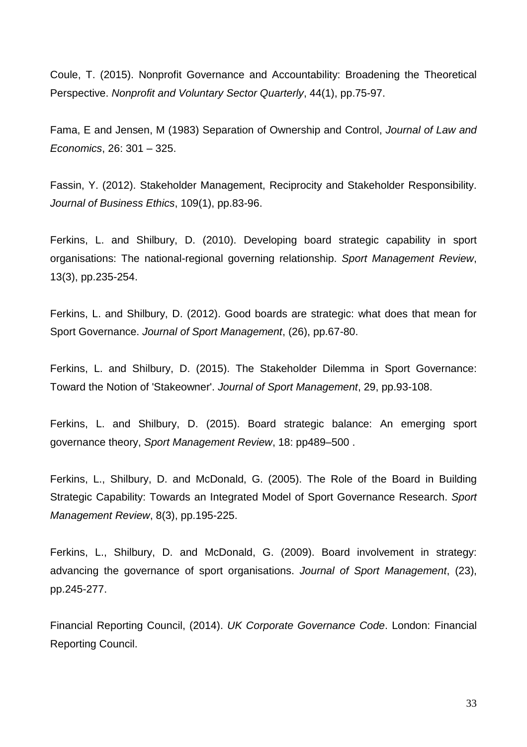Coule, T. (2015). Nonprofit Governance and Accountability: Broadening the Theoretical Perspective. *Nonprofit and Voluntary Sector Quarterly*, 44(1), pp.75-97.

Fama, E and Jensen, M (1983) Separation of Ownership and Control, *Journal of Law and Economics*, 26: 301 – 325.

Fassin, Y. (2012). Stakeholder Management, Reciprocity and Stakeholder Responsibility. *Journal of Business Ethics*, 109(1), pp.83-96.

Ferkins, L. and Shilbury, D. (2010). Developing board strategic capability in sport organisations: The national-regional governing relationship. *Sport Management Review*, 13(3), pp.235-254.

Ferkins, L. and Shilbury, D. (2012). Good boards are strategic: what does that mean for Sport Governance. *Journal of Sport Management*, (26), pp.67-80.

Ferkins, L. and Shilbury, D. (2015). The Stakeholder Dilemma in Sport Governance: Toward the Notion of 'Stakeowner'. *Journal of Sport Management*, 29, pp.93-108.

Ferkins, L. and Shilbury, D. (2015). Board strategic balance: An emerging sport governance theory, *Sport Management Review*, 18: pp489–500 .

Ferkins, L., Shilbury, D. and McDonald, G. (2005). The Role of the Board in Building Strategic Capability: Towards an Integrated Model of Sport Governance Research. *Sport Management Review*, 8(3), pp.195-225.

Ferkins, L., Shilbury, D. and McDonald, G. (2009). Board involvement in strategy: advancing the governance of sport organisations. *Journal of Sport Management*, (23), pp.245-277.

Financial Reporting Council, (2014). *UK Corporate Governance Code*. London: Financial Reporting Council.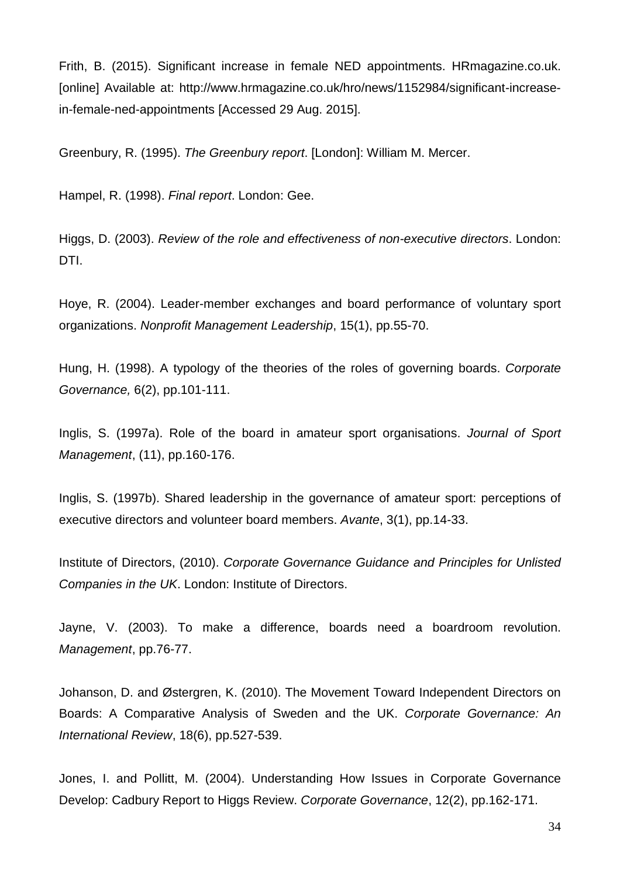Frith, B. (2015). Significant increase in female NED appointments. HRmagazine.co.uk. [online] Available at: http://www.hrmagazine.co.uk/hro/news/1152984/significant-increase-in-female-ned-appointments [Accessed 29 Aug. 2015].

Greenbury, R. (1995). *The Greenbury report*. [London]: William M. Mercer.

Hampel, R. (1998). *Final report*. London: Gee.

Higgs, D. (2003). *Review of the role and effectiveness of non-executive directors*. London: DTI.

Hoye, R. (2004). Leader-member exchanges and board performance of voluntary sport organizations. *Nonprofit Management Leadership*, 15(1), pp.55-70.

Hung, H. (1998). A typology of the theories of the roles of governing boards. *Corporate Governance,* 6(2), pp.101-111.

Inglis, S. (1997a). Role of the board in amateur sport organisations. *Journal of Sport Management*, (11), pp.160-176.

Inglis, S. (1997b). Shared leadership in the governance of amateur sport: perceptions of executive directors and volunteer board members. *Avante*, 3(1), pp.14-33.

Institute of Directors, (2010). *Corporate Governance Guidance and Principles for Unlisted Companies in the UK*. London: Institute of Directors.

Jayne, V. (2003). To make a difference, boards need a boardroom revolution. *Management*, pp.76-77.

Johanson, D. and Østergren, K. (2010). The Movement Toward Independent Directors on Boards: A Comparative Analysis of Sweden and the UK. *Corporate Governance: An International Review*, 18(6), pp.527-539.

Jones, I. and Pollitt, M. (2004). Understanding How Issues in Corporate Governance Develop: Cadbury Report to Higgs Review. *Corporate Governance*, 12(2), pp.162-171.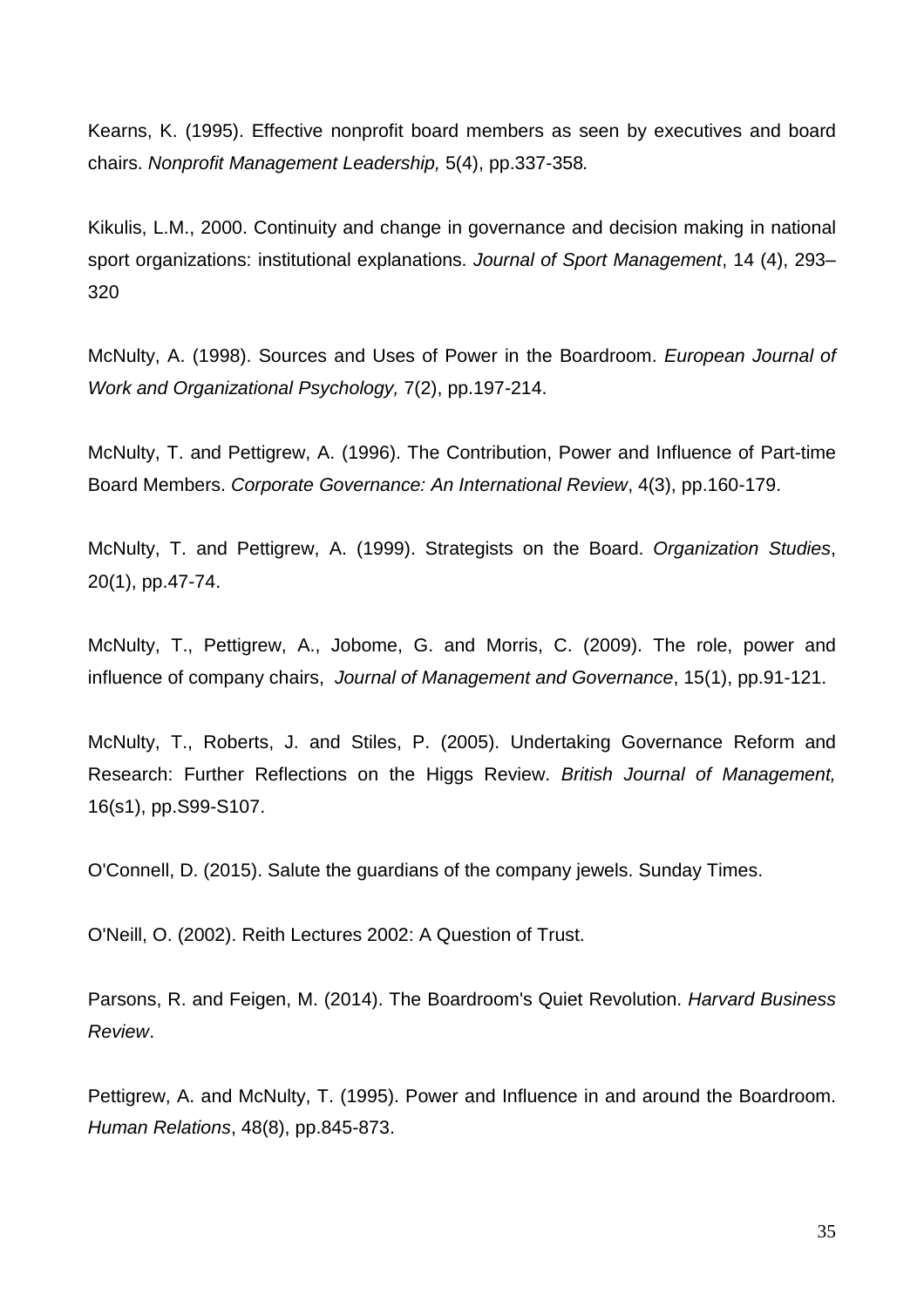Kearns, K. (1995). Effective nonprofit board members as seen by executives and board chairs. *Nonprofit Management Leadership,* 5(4), pp.337-358*.*

Kikulis, L.M., 2000. Continuity and change in governance and decision making in national sport organizations: institutional explanations. *Journal of Sport Management*, 14 (4), 293–320

McNulty, A. (1998). Sources and Uses of Power in the Boardroom. *European Journal of Work and Organizational Psychology,* 7(2), pp.197-214.

McNulty, T. and Pettigrew, A. (1996). The Contribution, Power and Influence of Part-time Board Members. *Corporate Governance: An International Review*, 4(3), pp.160-179.

McNulty, T. and Pettigrew, A. (1999). Strategists on the Board. *Organization Studies*, 20(1), pp.47-74.

McNulty, T., Pettigrew, A., Jobome, G. and Morris, C. (2009). The role, power and influence of company chairs, *Journal of Management and Governance*, 15(1), pp.91-121.

McNulty, T., Roberts, J. and Stiles, P. (2005). Undertaking Governance Reform and Research: Further Reflections on the Higgs Review. *British Journal of Management,* 16(s1), pp.S99-S107.

O'Connell, D. (2015). Salute the guardians of the company jewels. Sunday Times.

O'Neill, O. (2002). Reith Lectures 2002: A Question of Trust.

Parsons, R. and Feigen, M. (2014). The Boardroom's Quiet Revolution. *Harvard Business Review*.

Pettigrew, A. and McNulty, T. (1995). Power and Influence in and around the Boardroom. *Human Relations*, 48(8), pp.845-873.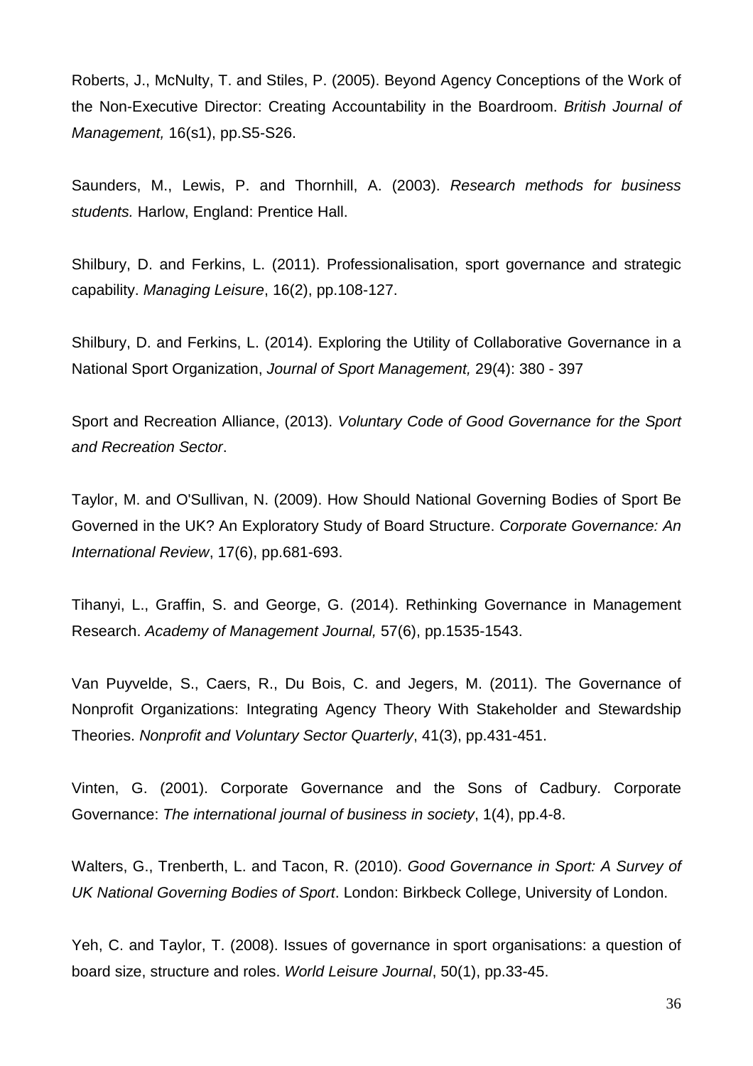Roberts, J., McNulty, T. and Stiles, P. (2005). Beyond Agency Conceptions of the Work of the Non-Executive Director: Creating Accountability in the Boardroom. *British Journal of Management,* 16(s1), pp.S5-S26.

Saunders, M., Lewis, P. and Thornhill, A. (2003). *Research methods for business students.* Harlow, England: Prentice Hall.

Shilbury, D. and Ferkins, L. (2011). Professionalisation, sport governance and strategic capability. *Managing Leisure*, 16(2), pp.108-127.

Shilbury, D. and Ferkins, L. (2014). Exploring the Utility of Collaborative Governance in a National Sport Organization, *Journal of Sport Management,* 29(4): 380 - 397

Sport and Recreation Alliance, (2013). *Voluntary Code of Good Governance for the Sport and Recreation Sector*.

Taylor, M. and O'Sullivan, N. (2009). How Should National Governing Bodies of Sport Be Governed in the UK? An Exploratory Study of Board Structure. *Corporate Governance: An International Review*, 17(6), pp.681-693.

Tihanyi, L., Graffin, S. and George, G. (2014). Rethinking Governance in Management Research. *Academy of Management Journal,* 57(6), pp.1535-1543.

Van Puyvelde, S., Caers, R., Du Bois, C. and Jegers, M. (2011). The Governance of Nonprofit Organizations: Integrating Agency Theory With Stakeholder and Stewardship Theories. *Nonprofit and Voluntary Sector Quarterly*, 41(3), pp.431-451.

Vinten, G. (2001). Corporate Governance and the Sons of Cadbury. Corporate Governance: *The international journal of business in society*, 1(4), pp.4-8.

Walters, G., Trenberth, L. and Tacon, R. (2010). *Good Governance in Sport: A Survey of UK National Governing Bodies of Sport*. London: Birkbeck College, University of London.

Yeh, C. and Taylor, T. (2008). Issues of governance in sport organisations: a question of board size, structure and roles. *World Leisure Journal*, 50(1), pp.33-45.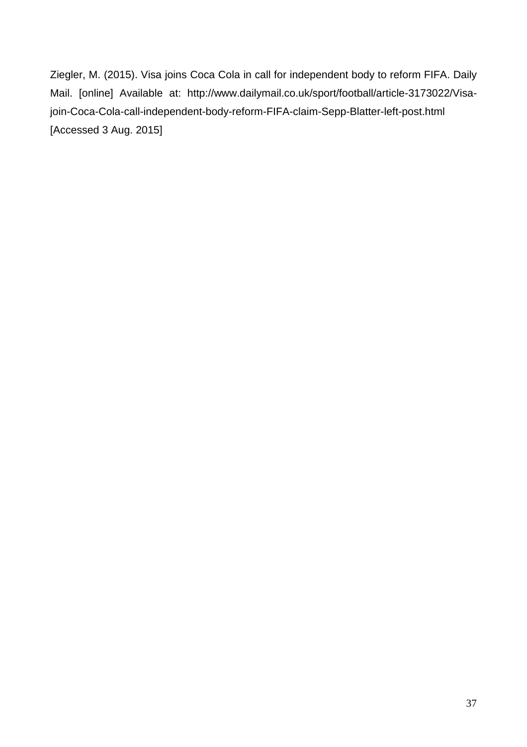Ziegler, M. (2015). Visa joins Coca Cola in call for independent body to reform FIFA. Daily Mail. [online] Available at: http://www.dailymail.co.uk/sport/football/article-3173022/Visa-join-Coca-Cola-call-independent-body-reform-FIFA-claim-Sepp-Blatter-left-post.html [Accessed 3 Aug. 2015]